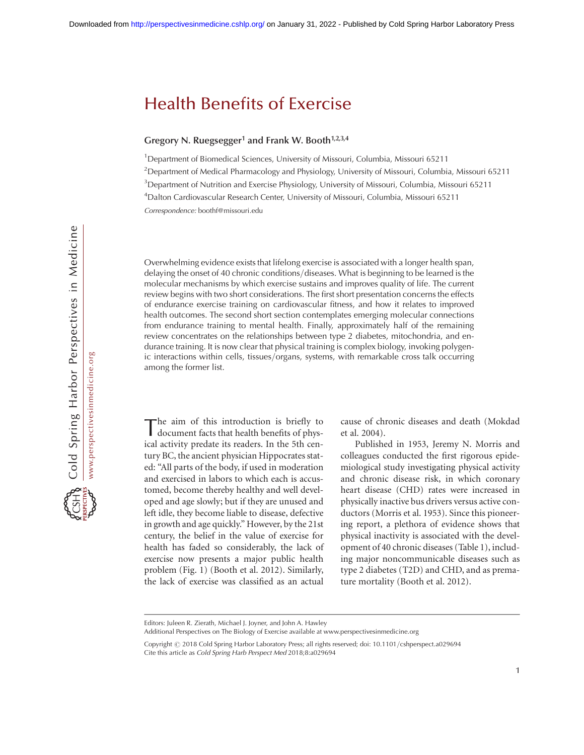# Health Benefits of Exercise

**Gregory N. Ruegsegger[1] and Frank W. Booth[1,2,3,4]**

[1]Department of Biomedical Sciences, University of Missouri, Columbia, Missouri 65211

[2]Department of Medical Pharmacology and Physiology, University of Missouri, Columbia, Missouri 65211

[3]Department of Nutrition and Exercise Physiology, University of Missouri, Columbia, Missouri 65211

[4]Dalton Cardiovascular Research Center, University of Missouri, Columbia, Missouri 65211

*Correspondence:* boothf@missouri.edu

Overwhelming evidence exists that lifelong exercise is associated with a longer health span, delaying the onset of 40 chronic conditions/diseases. What is beginning to be learned is the molecular mechanisms by which exercise sustains and improves quality of life. The current review begins with two short considerations. The first short presentation concerns the effects of endurance exercise training on cardiovascular fitness, and how it relates to improved health outcomes. The second short section contemplates emerging molecular connections from endurance training to mental health. Finally, approximately half of the remaining review concentrates on the relationships between type 2 diabetes, mitochondria, and endurance training. It is now clear that physical training is complex biology, invoking polygenic interactions within cells, tissues/organs, systems, with remarkable cross talk occurring among the former list.

The aim of this introduction is briefly to document facts that health benefits of physical activity predate its readers. In the 5th century BC, the ancient physician Hippocrates stated: "All parts of the body, if used in moderation and exercised in labors to which each is accustomed, become thereby healthy and well developed and age slowly; but if they are unused and left idle, they become liable to disease, defective in growth and age quickly." However, by the 21st century, the belief in the value of exercise for health has faded so considerably, the lack of exercise now presents a major public health problem (Fig. 1) (Booth et al. 2012). Similarly, the lack of exercise was classified as an actual cause of chronic diseases and death (Mokdad et al. 2004).

Published in 1953, Jeremy N. Morris and colleagues conducted the first rigorous epidemiological study investigating physical activity and chronic disease risk, in which coronary heart disease (CHD) rates were increased in physically inactive bus drivers versus active conductors (Morris et al. 1953). Since this pioneering report, a plethora of evidence shows that physical inactivity is associated with the development of 40 chronic diseases (Table 1), including major noncommunicable diseases such as type 2 diabetes (T2D) and CHD, and as premature mortality (Booth et al. 2012).

Editors: Juleen R. Zierath, Michael J. Joyner, and John A. Hawley

Additional Perspectives on The Biology of Exercise available at www.perspectivesinmedicine.org

Copyright © 2018 Cold Spring Harbor Laboratory Press; all rights reserved; doi: 10.1101/cshperspect.a029694

Cite this article as *Cold Spring Harb Perspect Med* 2018;8:a029694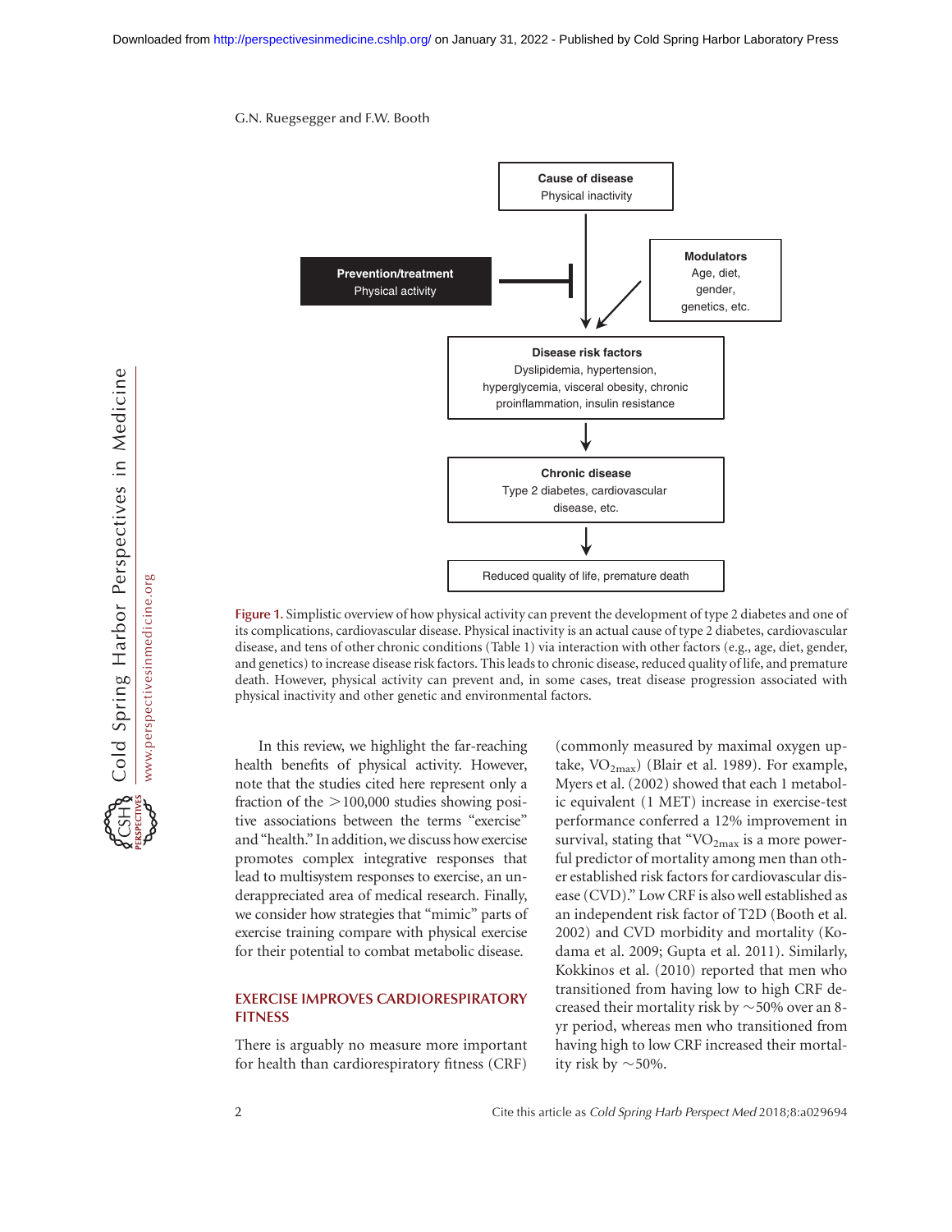**Figure 1.** Simplistic overview of how physical activity can prevent the development of type 2 diabetes and one of its complications, cardiovascular disease. Physical inactivity is an actual cause of type 2 diabetes, cardiovascular disease, and tens of other chronic conditions (Table 1) via interaction with other factors (e.g., age, diet, gender, and genetics) to increase disease risk factors. This leads to chronic disease, reduced quality of life, and premature death. However, physical activity can prevent and, in some cases, treat disease progression associated with physical inactivity and other genetic and environmental factors.

In this review, we highlight the far-reaching health benefits of physical activity. However, note that the studies cited here represent only a fraction of the >100,000 studies showing positive associations between the terms "exercise" and "health." In addition, we discuss how exercise promotes complex integrative responses that lead to multisystem responses to exercise, an underappreciated area of medical research. Finally, we consider how strategies that "mimic" parts of exercise training compare with physical exercise for their potential to combat metabolic disease.

## EXERCISE IMPROVES CARDIORESPIRATORY FITNESS

There is arguably no measure more important for health than cardiorespiratory fitness (CRF) (commonly measured by maximal oxygen uptake, $VO_{2max}$) (Blair et al. 1989). For example, Myers et al. (2002) showed that each 1 metabolic equivalent (1 MET) increase in exercise-test performance conferred a 12% improvement in survival, stating that "$VO_{2max}$ is a more powerful predictor of mortality among men than other established risk factors for cardiovascular disease (CVD)." Low CRF is also well established as an independent risk factor of T2D (Booth et al. 2002) and CVD morbidity and mortality (Kodama et al. 2009; Gupta et al. 2011). Similarly, Kokkinos et al. (2010) reported that men who transitioned from having low to high CRF decreased their mortality risk by ~50% over an 8-yr period, whereas men who transitioned from having high to low CRF increased their mortality risk by ~50%.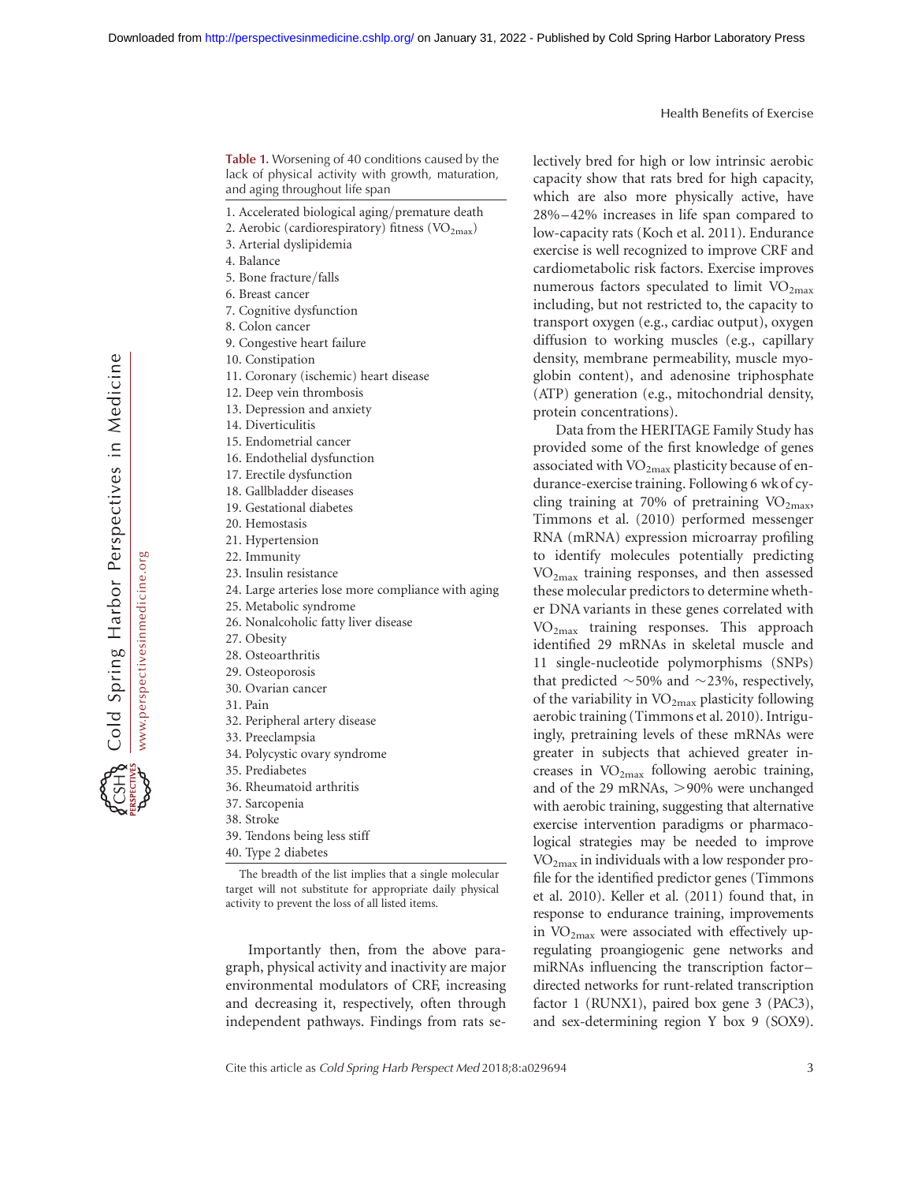**Table 1.** Worsening of 40 conditions caused by the lack of physical activity with growth, maturation, and aging throughout life span

1. Accelerated biological aging/premature death
2. Aerobic (cardiorespiratory) fitness ($VO_{2max}$)
3. Arterial dyslipidemia
4. Balance
5. Bone fracture/falls
6. Breast cancer
7. Cognitive dysfunction
8. Colon cancer
9. Congestive heart failure
10. Constipation
11. Coronary (ischemic) heart disease
12. Deep vein thrombosis
13. Depression and anxiety
14. Diverticulitis
15. Endometrial cancer
16. Endothelial dysfunction
17. Erectile dysfunction
18. Gallbladder diseases
19. Gestational diabetes
20. Hemostasis
21. Hypertension
22. Immunity
23. Insulin resistance
24. Large arteries lose more compliance with aging
25. Metabolic syndrome
26. Nonalcoholic fatty liver disease
27. Obesity
28. Osteoarthritis
29. Osteoporosis
30. Ovarian cancer
31. Pain
32. Peripheral artery disease
33. Preeclampsia
34. Polycystic ovary syndrome
35. Prediabetes
36. Rheumatoid arthritis
37. Sarcopenia
38. Stroke
39. Tendons being less stiff
40. Type 2 diabetes

The breadth of the list implies that a single molecular target will not substitute for appropriate daily physical activity to prevent the loss of all listed items.

Importantly then, from the above paragraph, physical activity and inactivity are major environmental modulators of CRF, increasing and decreasing it, respectively, often through independent pathways. Findings from rats selectively bred for high or low intrinsic aerobic capacity show that rats bred for high capacity, which are also more physically active, have 28%–42% increases in life span compared to low-capacity rats (Koch et al. 2011). Endurance exercise is well recognized to improve CRF and cardiometabolic risk factors. Exercise improves numerous factors speculated to limit $VO_{2max}$ including, but not restricted to, the capacity to transport oxygen (e.g., cardiac output), oxygen diffusion to working muscles (e.g., capillary density, membrane permeability, muscle myoglobin content), and adenosine triphosphate (ATP) generation (e.g., mitochondrial density, protein concentrations).

Data from the HERITAGE Family Study has provided some of the first knowledge of genes associated with $VO_{2max}$ plasticity because of endurance-exercise training. Following 6 wk of cycling training at 70% of pretraining $VO_{2max}$, Timmons et al. (2010) performed messenger RNA (mRNA) expression microarray profiling to identify molecules potentially predicting $VO_{2max}$ training responses, and then assessed these molecular predictors to determine whether DNA variants in these genes correlated with $VO_{2max}$ training responses. This approach identified 29 mRNAs in skeletal muscle and 11 single-nucleotide polymorphisms (SNPs) that predicted ~50% and ~23%, respectively, of the variability in $VO_{2max}$ plasticity following aerobic training (Timmons et al. 2010). Intriguingly, pretraining levels of these mRNAs were greater in subjects that achieved greater increases in $VO_{2max}$ following aerobic training, and of the 29 mRNAs, >90% were unchanged with aerobic training, suggesting that alternative exercise intervention paradigms or pharmacological strategies may be needed to improve $VO_{2max}$ in individuals with a low responder profile for the identified predictor genes (Timmons et al. 2010). Keller et al. (2011) found that, in response to endurance training, improvements in $VO_{2max}$ were associated with effectively upregulating proangiogenic gene networks and miRNAs influencing the transcription factor–directed networks for runt-related transcription factor 1 (RUNX1), paired box gene 3 (PAC3), and sex-determining region Y box 9 (SOX9).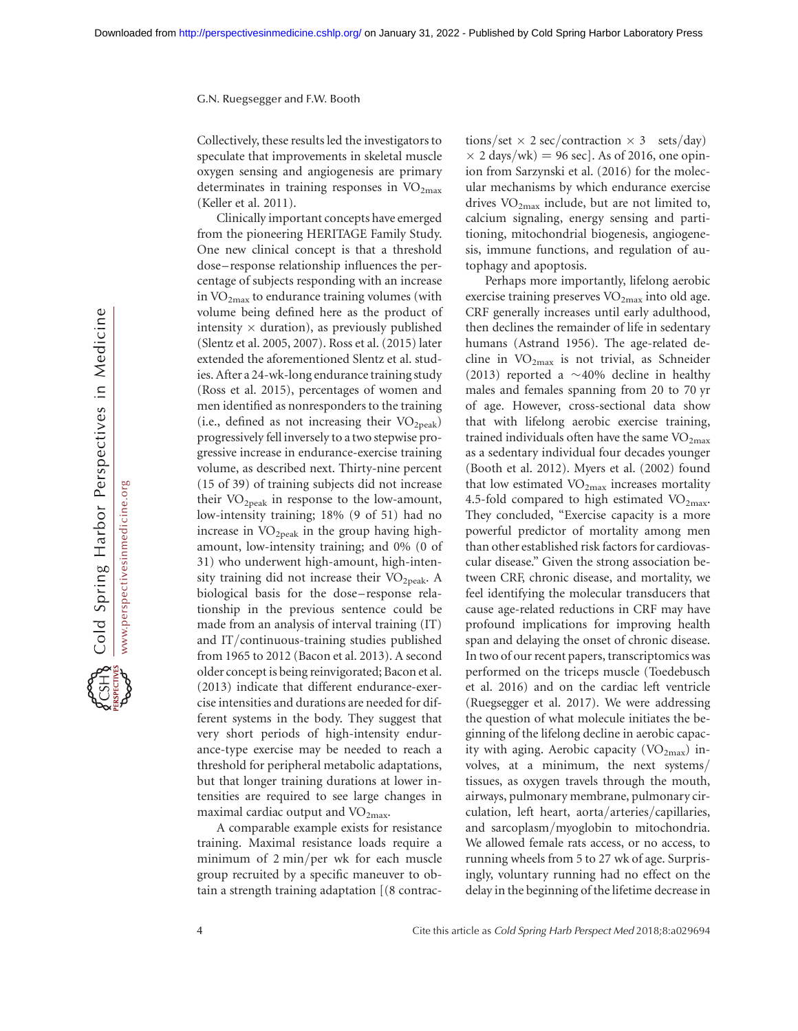Collectively, these results led the investigators to speculate that improvements in skeletal muscle oxygen sensing and angiogenesis are primary determinates in training responses in $VO_{2max}$ (Keller et al. 2011).

Clinically important concepts have emerged from the pioneering HERITAGE Family Study. One new clinical concept is that a threshold dose–response relationship influences the percentage of subjects responding with an increase in $VO_{2max}$ to endurance training volumes (with volume being defined here as the product of intensity × duration), as previously published (Slentz et al. 2005, 2007). Ross et al. (2015) later extended the aforementioned Slentz et al. studies. After a 24-wk-long endurance training study (Ross et al. 2015), percentages of women and men identified as nonresponders to the training (i.e., defined as not increasing their $VO_{2peak}$) progressively fell inversely to a two stepwise progressive increase in endurance-exercise training volume, as described next. Thirty-nine percent (15 of 39) of training subjects did not increase their $VO_{2peak}$ in response to the low-amount, low-intensity training; 18% (9 of 51) had no increase in $VO_{2peak}$ in the group having high-amount, low-intensity training; and 0% (0 of 31) who underwent high-amount, high-intensity training did not increase their $VO_{2peak}$. A biological basis for the dose–response relationship in the previous sentence could be made from an analysis of interval training (IT) and IT/continuous-training studies published from 1965 to 2012 (Bacon et al. 2013). A second older concept is being reinvigorated; Bacon et al. (2013) indicate that different endurance-exercise intensities and durations are needed for different systems in the body. They suggest that very short periods of high-intensity endurance-type exercise may be needed to reach a threshold for peripheral metabolic adaptations, but that longer training durations at lower intensities are required to see large changes in maximal cardiac output and $VO_{2max}$.

A comparable example exists for resistance training. Maximal resistance loads require a minimum of 2 min/per wk for each muscle group recruited by a specific maneuver to obtain a strength training adaptation [(8 contractions/set × 2 sec/contraction × 3 sets/day) × 2 days/wk) = 96 sec]. As of 2016, one opinion from Sarzynski et al. (2016) for the molecular mechanisms by which endurance exercise drives $VO_{2max}$ include, but are not limited to, calcium signaling, energy sensing and partitioning, mitochondrial biogenesis, angiogenesis, immune functions, and regulation of autophagy and apoptosis.

Perhaps more importantly, lifelong aerobic exercise training preserves $VO_{2max}$ into old age. CRF generally increases until early adulthood, then declines the remainder of life in sedentary humans (Astrand 1956). The age-related decline in $VO_{2max}$ is not trivial, as Schneider (2013) reported a ~40% decline in healthy males and females spanning from 20 to 70 yr of age. However, cross-sectional data show that with lifelong aerobic exercise training, trained individuals often have the same $VO_{2max}$ as a sedentary individual four decades younger (Booth et al. 2012). Myers et al. (2002) found that low estimated $VO_{2max}$ increases mortality 4.5-fold compared to high estimated $VO_{2max}$. They concluded, "Exercise capacity is a more powerful predictor of mortality among men than other established risk factors for cardiovascular disease." Given the strong association between CRF, chronic disease, and mortality, we feel identifying the molecular transducers that cause age-related reductions in CRF may have profound implications for improving health span and delaying the onset of chronic disease. In two of our recent papers, transcriptomics was performed on the triceps muscle (Toedebusch et al. 2016) and on the cardiac left ventricle (Ruegsegger et al. 2017). We were addressing the question of what molecule initiates the beginning of the lifelong decline in aerobic capacity with aging. Aerobic capacity ($VO_{2max}$) involves, at a minimum, the next systems/tissues, as oxygen travels through the mouth, airways, pulmonary membrane, pulmonary circulation, left heart, aorta/arteries/capillaries, and sarcoplasm/myoglobin to mitochondria. We allowed female rats access, or no access, to running wheels from 5 to 27 wk of age. Surprisingly, voluntary running had no effect on the delay in the beginning of the lifetime decrease in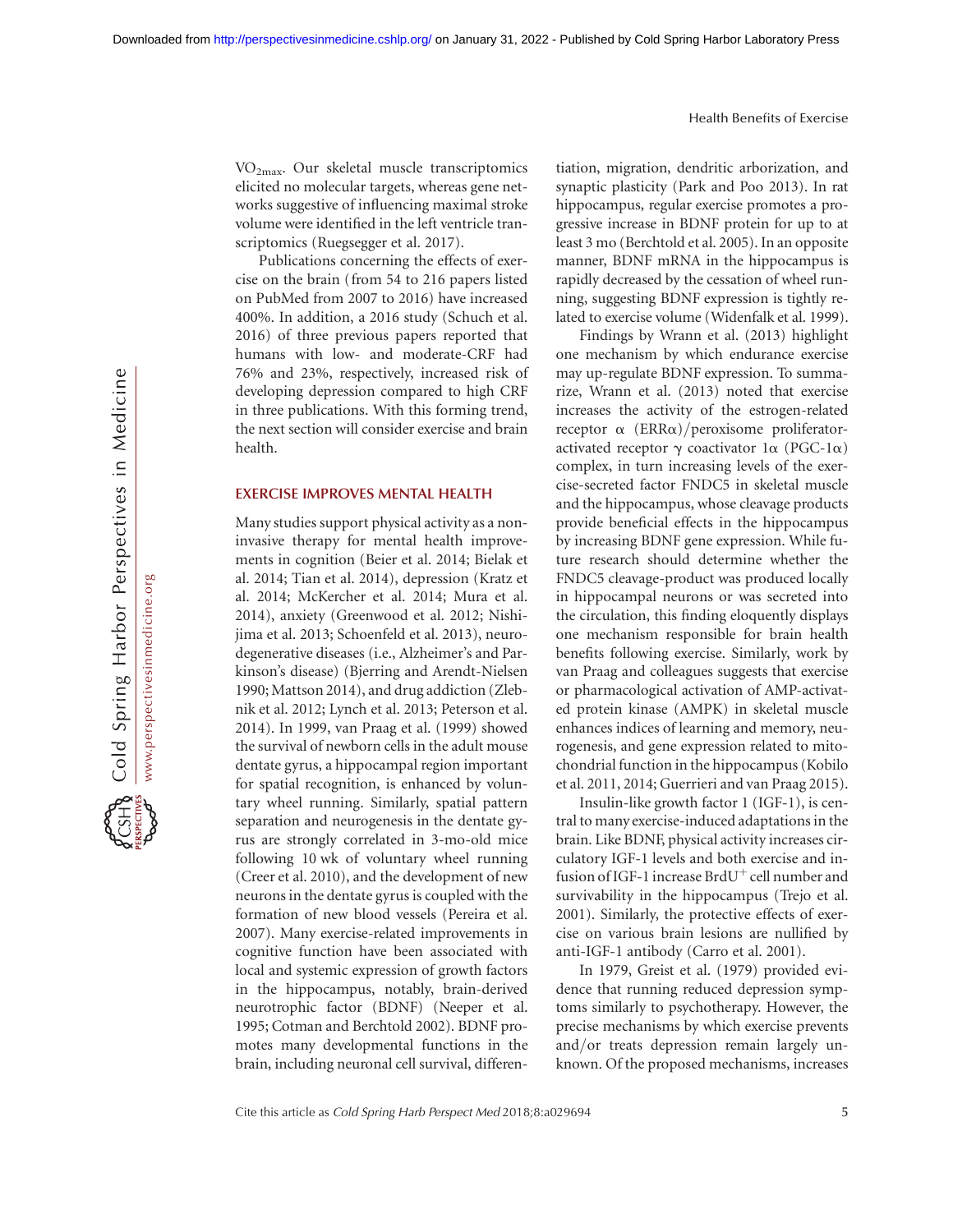$VO_{2max}$. Our skeletal muscle transcriptomics elicited no molecular targets, whereas gene networks suggestive of influencing maximal stroke volume were identified in the left ventricle transcriptomics (Ruegsegger et al. 2017).

Publications concerning the effects of exercise on the brain (from 54 to 216 papers listed on PubMed from 2007 to 2016) have increased 400%. In addition, a 2016 study (Schuch et al. 2016) of three previous papers reported that humans with low- and moderate-CRF had 76% and 23%, respectively, increased risk of developing depression compared to high CRF in three publications. With this forming trend, the next section will consider exercise and brain health.

## EXERCISE IMPROVES MENTAL HEALTH

Many studies support physical activity as a noninvasive therapy for mental health improvements in cognition (Beier et al. 2014; Bielak et al. 2014; Tian et al. 2014), depression (Kratz et al. 2014; McKercher et al. 2014; Mura et al. 2014), anxiety (Greenwood et al. 2012; Nishijima et al. 2013; Schoenfeld et al. 2013), neurodegenerative diseases (i.e., Alzheimer's and Parkinson's disease) (Bjerring and Arendt-Nielsen 1990; Mattson 2014), and drug addiction (Zlebnik et al. 2012; Lynch et al. 2013; Peterson et al. 2014). In 1999, van Praag et al. (1999) showed the survival of newborn cells in the adult mouse dentate gyrus, a hippocampal region important for spatial recognition, is enhanced by voluntary wheel running. Similarly, spatial pattern separation and neurogenesis in the dentate gyrus are strongly correlated in 3-mo-old mice following 10 wk of voluntary wheel running (Creer et al. 2010), and the development of new neurons in the dentate gyrus is coupled with the formation of new blood vessels (Pereira et al. 2007). Many exercise-related improvements in cognitive function have been associated with local and systemic expression of growth factors in the hippocampus, notably, brain-derived neurotrophic factor (BDNF) (Neeper et al. 1995; Cotman and Berchtold 2002). BDNF promotes many developmental functions in the brain, including neuronal cell survival, differentiation, migration, dendritic arborization, and synaptic plasticity (Park and Poo 2013). In rat hippocampus, regular exercise promotes a progressive increase in BDNF protein for up to at least 3 mo (Berchtold et al. 2005). In an opposite manner, BDNF mRNA in the hippocampus is rapidly decreased by the cessation of wheel running, suggesting BDNF expression is tightly related to exercise volume (Widenfalk et al. 1999).

Findings by Wrann et al. (2013) highlight one mechanism by which endurance exercise may up-regulate BDNF expression. To summarize, Wrann et al. (2013) noted that exercise increases the activity of the estrogen-related receptor α (ERRα)/peroxisome proliferator-activated receptor γ coactivator 1α (PGC-1α) complex, in turn increasing levels of the exercise-secreted factor FNDC5 in skeletal muscle and the hippocampus, whose cleavage products provide beneficial effects in the hippocampus by increasing BDNF gene expression. While future research should determine whether the FNDC5 cleavage-product was produced locally in hippocampal neurons or was secreted into the circulation, this finding eloquently displays one mechanism responsible for brain health benefits following exercise. Similarly, work by van Praag and colleagues suggests that exercise or pharmacological activation of AMP-activated protein kinase (AMPK) in skeletal muscle enhances indices of learning and memory, neurogenesis, and gene expression related to mitochondrial function in the hippocampus (Kobilo et al. 2011, 2014; Guerrieri and van Praag 2015).

Insulin-like growth factor 1 (IGF-1), is central to many exercise-induced adaptations in the brain. Like BDNF, physical activity increases circulatory IGF-1 levels and both exercise and infusion of IGF-1 increase $BrdU^{+}$ cell number and survivability in the hippocampus (Trejo et al. 2001). Similarly, the protective effects of exercise on various brain lesions are nullified by anti-IGF-1 antibody (Carro et al. 2001).

In 1979, Greist et al. (1979) provided evidence that running reduced depression symptoms similarly to psychotherapy. However, the precise mechanisms by which exercise prevents and/or treats depression remain largely unknown. Of the proposed mechanisms, increases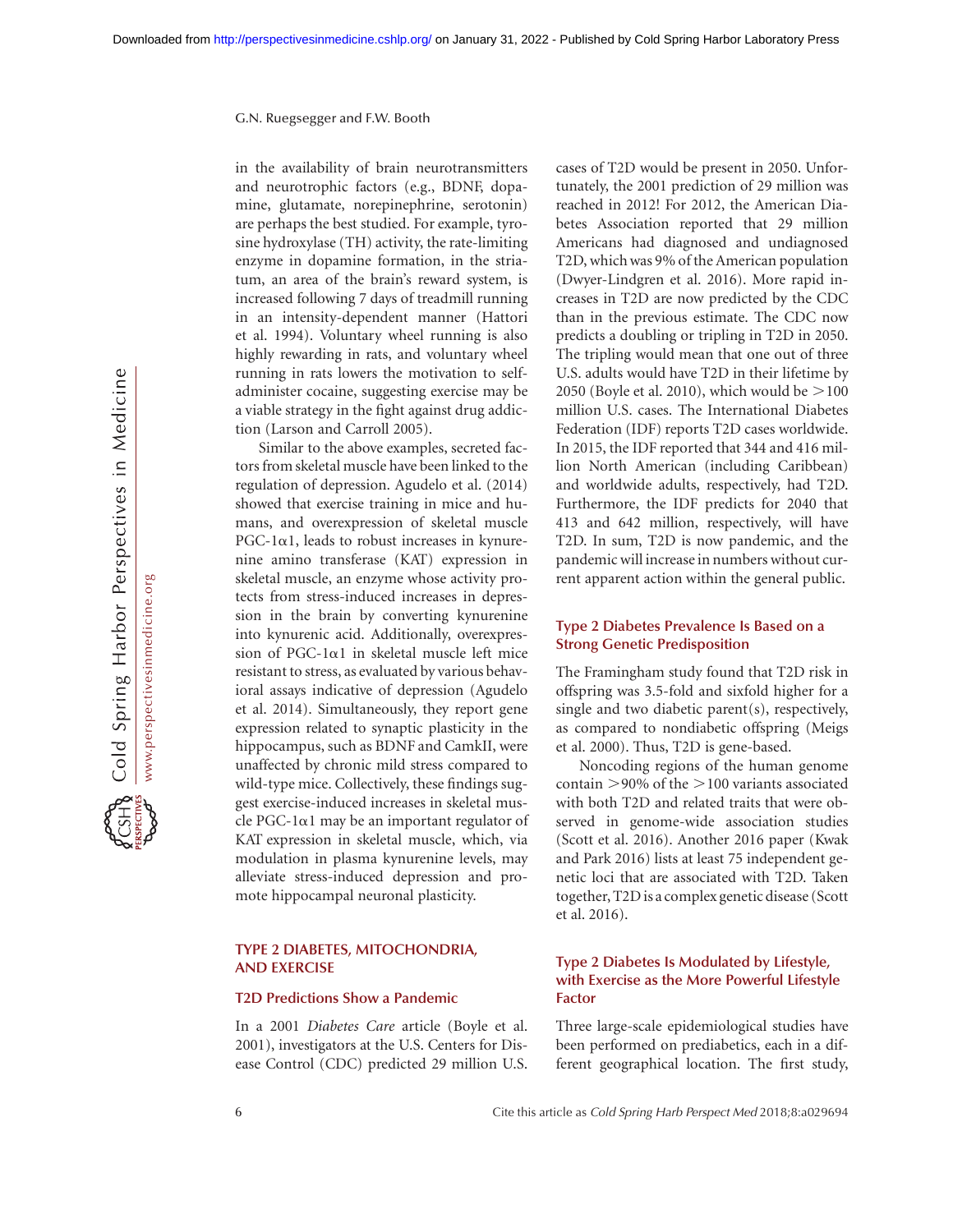in the availability of brain neurotransmitters and neurotrophic factors (e.g., BDNF, dopamine, glutamate, norepinephrine, serotonin) are perhaps the best studied. For example, tyrosine hydroxylase (TH) activity, the rate-limiting enzyme in dopamine formation, in the striatum, an area of the brain's reward system, is increased following 7 days of treadmill running in an intensity-dependent manner (Hattori et al. 1994). Voluntary wheel running is also highly rewarding in rats, and voluntary wheel running in rats lowers the motivation to self-administer cocaine, suggesting exercise may be a viable strategy in the fight against drug addiction (Larson and Carroll 2005).

Similar to the above examples, secreted factors from skeletal muscle have been linked to the regulation of depression. Agudelo et al. (2014) showed that exercise training in mice and humans, and overexpression of skeletal muscle PGC-1α1, leads to robust increases in kynurenine amino transferase (KAT) expression in skeletal muscle, an enzyme whose activity protects from stress-induced increases in depression in the brain by converting kynurenine into kynurenic acid. Additionally, overexpression of PGC-1α1 in skeletal muscle left mice resistant to stress, as evaluated by various behavioral assays indicative of depression (Agudelo et al. 2014). Simultaneously, they report gene expression related to synaptic plasticity in the hippocampus, such as BDNF and CamkII, were unaffected by chronic mild stress compared to wild-type mice. Collectively, these findings suggest exercise-induced increases in skeletal muscle PGC-1α1 may be an important regulator of KAT expression in skeletal muscle, which, via modulation in plasma kynurenine levels, may alleviate stress-induced depression and promote hippocampal neuronal plasticity.

## TYPE 2 DIABETES, MITOCHONDRIA, AND EXERCISE

### T2D Predictions Show a Pandemic

In a 2001 *Diabetes Care* article (Boyle et al. 2001), investigators at the U.S. Centers for Disease Control (CDC) predicted 29 million U.S. cases of T2D would be present in 2050. Unfortunately, the 2001 prediction of 29 million was reached in 2012! For 2012, the American Diabetes Association reported that 29 million Americans had diagnosed and undiagnosed T2D, which was 9% of the American population (Dwyer-Lindgren et al. 2016). More rapid increases in T2D are now predicted by the CDC than in the previous estimate. The CDC now predicts a doubling or tripling in T2D in 2050. The tripling would mean that one out of three U.S. adults would have T2D in their lifetime by 2050 (Boyle et al. 2010), which would be >100 million U.S. cases. The International Diabetes Federation (IDF) reports T2D cases worldwide. In 2015, the IDF reported that 344 and 416 million North American (including Caribbean) and worldwide adults, respectively, had T2D. Furthermore, the IDF predicts for 2040 that 413 and 642 million, respectively, will have T2D. In sum, T2D is now pandemic, and the pandemic will increase in numbers without current apparent action within the general public.

### Type 2 Diabetes Prevalence Is Based on a Strong Genetic Predisposition

The Framingham study found that T2D risk in offspring was 3.5-fold and sixfold higher for a single and two diabetic parent(s), respectively, as compared to nondiabetic offspring (Meigs et al. 2000). Thus, T2D is gene-based.

Noncoding regions of the human genome contain >90% of the >100 variants associated with both T2D and related traits that were observed in genome-wide association studies (Scott et al. 2016). Another 2016 paper (Kwak and Park 2016) lists at least 75 independent genetic loci that are associated with T2D. Taken together, T2D is a complex genetic disease (Scott et al. 2016).

### Type 2 Diabetes Is Modulated by Lifestyle, with Exercise as the More Powerful Lifestyle Factor

Three large-scale epidemiological studies have been performed on prediabetics, each in a different geographical location. The first study,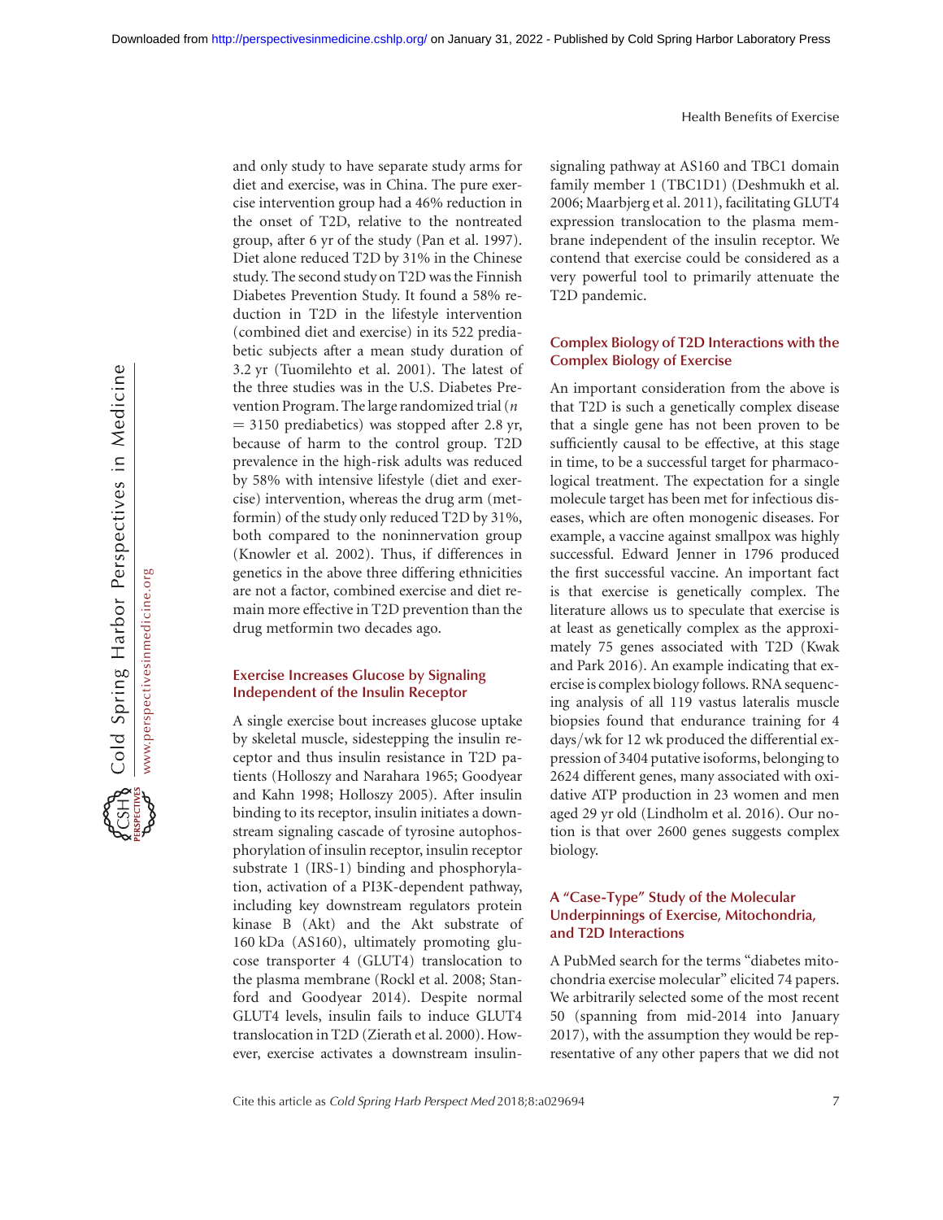and only study to have separate study arms for diet and exercise, was in China. The pure exercise intervention group had a 46% reduction in the onset of T2D, relative to the nontreated group, after 6 yr of the study (Pan et al. 1997). Diet alone reduced T2D by 31% in the Chinese study. The second study on T2D was the Finnish Diabetes Prevention Study. It found a 58% reduction in T2D in the lifestyle intervention (combined diet and exercise) in its 522 prediabetic subjects after a mean study duration of 3.2 yr (Tuomilehto et al. 2001). The latest of the three studies was in the U.S. Diabetes Prevention Program. The large randomized trial ($n = 3150$ prediabetics) was stopped after 2.8 yr, because of harm to the control group. T2D prevalence in the high-risk adults was reduced by 58% with intensive lifestyle (diet and exercise) intervention, whereas the drug arm (metformin) of the study only reduced T2D by 31%, both compared to the noninnervation group (Knowler et al. 2002). Thus, if differences in genetics in the above three differing ethnicities are not a factor, combined exercise and diet remain more effective in T2D prevention than the drug metformin two decades ago.

### Exercise Increases Glucose by Signaling Independent of the Insulin Receptor

A single exercise bout increases glucose uptake by skeletal muscle, sidestepping the insulin receptor and thus insulin resistance in T2D patients (Holloszy and Narahara 1965; Goodyear and Kahn 1998; Holloszy 2005). After insulin binding to its receptor, insulin initiates a downstream signaling cascade of tyrosine autophosphorylation of insulin receptor, insulin receptor substrate 1 (IRS-1) binding and phosphorylation, activation of a PI3K-dependent pathway, including key downstream regulators protein kinase B (Akt) and the Akt substrate of 160 kDa (AS160), ultimately promoting glucose transporter 4 (GLUT4) translocation to the plasma membrane (Rockl et al. 2008; Stanford and Goodyear 2014). Despite normal GLUT4 levels, insulin fails to induce GLUT4 translocation in T2D (Zierath et al. 2000). However, exercise activates a downstream insulin-signaling pathway at AS160 and TBC1 domain family member 1 (TBC1D1) (Deshmukh et al. 2006; Maarbjerg et al. 2011), facilitating GLUT4 expression translocation to the plasma membrane independent of the insulin receptor. We contend that exercise could be considered as a very powerful tool to primarily attenuate the T2D pandemic.

### Complex Biology of T2D Interactions with the Complex Biology of Exercise

An important consideration from the above is that T2D is such a genetically complex disease that a single gene has not been proven to be sufficiently causal to be effective, at this stage in time, to be a successful target for pharmacological treatment. The expectation for a single molecule target has been met for infectious diseases, which are often monogenic diseases. For example, a vaccine against smallpox was highly successful. Edward Jenner in 1796 produced the first successful vaccine. An important fact is that exercise is genetically complex. The literature allows us to speculate that exercise is at least as genetically complex as the approximately 75 genes associated with T2D (Kwak and Park 2016). An example indicating that exercise is complex biology follows. RNA sequencing analysis of all 119 vastus lateralis muscle biopsies found that endurance training for 4 days/wk for 12 wk produced the differential expression of 3404 putative isoforms, belonging to 2624 different genes, many associated with oxidative ATP production in 23 women and men aged 29 yr old (Lindholm et al. 2016). Our notion is that over 2600 genes suggests complex biology.

### A "Case-Type" Study of the Molecular Underpinnings of Exercise, Mitochondria, and T2D Interactions

A PubMed search for the terms "diabetes mitochondria exercise molecular" elicited 74 papers. We arbitrarily selected some of the most recent 50 (spanning from mid-2014 into January 2017), with the assumption they would be representative of any other papers that we did not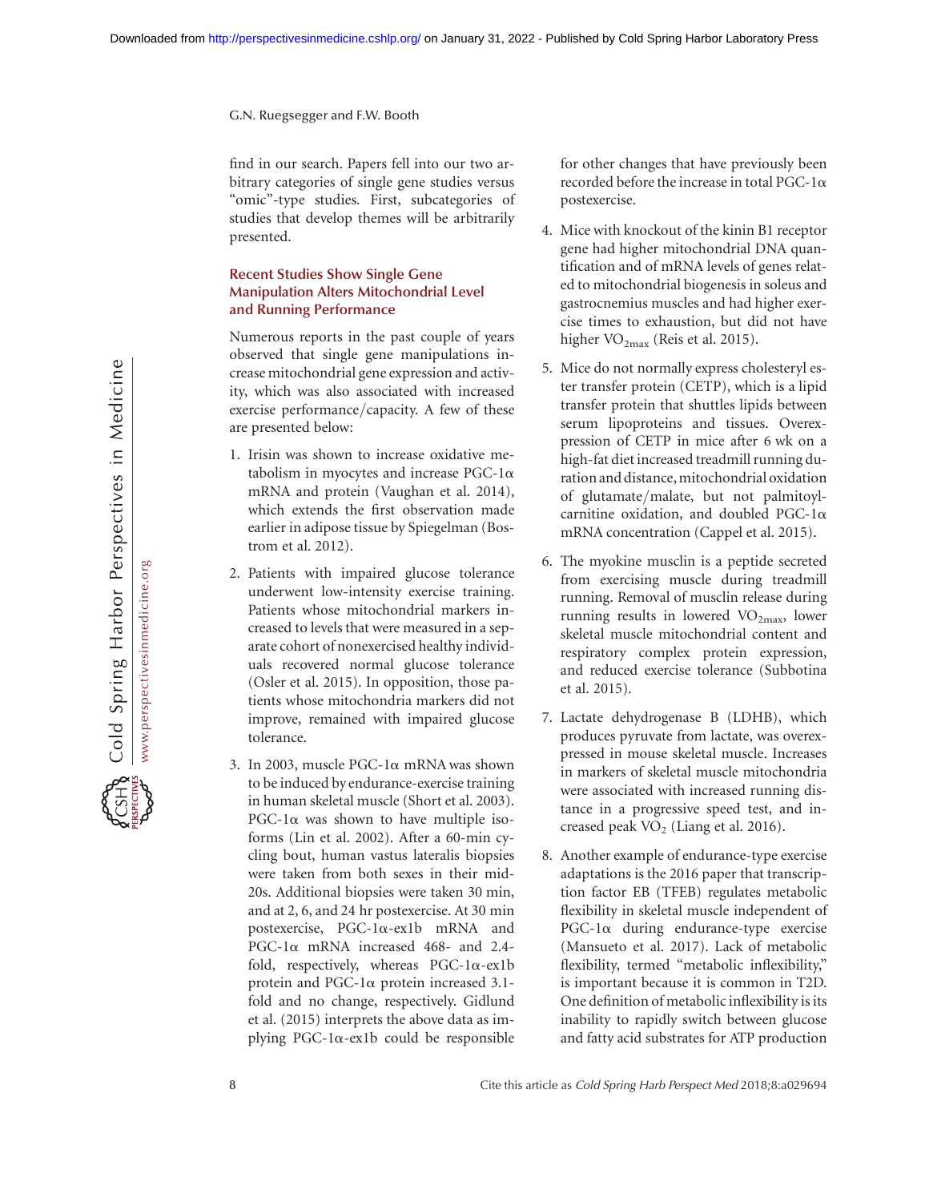find in our search. Papers fell into our two arbitrary categories of single gene studies versus "omic"-type studies. First, subcategories of studies that develop themes will be arbitrarily presented.

### Recent Studies Show Single Gene Manipulation Alters Mitochondrial Level and Running Performance

Numerous reports in the past couple of years observed that single gene manipulations increase mitochondrial gene expression and activity, which was also associated with increased exercise performance/capacity. A few of these are presented below:

1. Irisin was shown to increase oxidative metabolism in myocytes and increase PGC-1α mRNA and protein (Vaughan et al. 2014), which extends the first observation made earlier in adipose tissue by Spiegelman (Bostrom et al. 2012).
2. Patients with impaired glucose tolerance underwent low-intensity exercise training. Patients whose mitochondrial markers increased to levels that were measured in a separate cohort of nonexercised healthy individuals recovered normal glucose tolerance (Osler et al. 2015). In opposition, those patients whose mitochondria markers did not improve, remained with impaired glucose tolerance.
3. In 2003, muscle PGC-1α mRNA was shown to be induced by endurance-exercise training in human skeletal muscle (Short et al. 2003). PGC-1α was shown to have multiple isoforms (Lin et al. 2002). After a 60-min cycling bout, human vastus lateralis biopsies were taken from both sexes in their mid-20s. Additional biopsies were taken 30 min, and at 2, 6, and 24 hr postexercise. At 30 min postexercise, PGC-1α-ex1b mRNA and PGC-1α mRNA increased 468- and 2.4-fold, respectively, whereas PGC-1α-ex1b protein and PGC-1α protein increased 3.1-fold and no change, respectively. Gidlund et al. (2015) interprets the above data as implying PGC-1α-ex1b could be responsible for other changes that have previously been recorded before the increase in total PGC-1α postexercise.
4. Mice with knockout of the kinin B1 receptor gene had higher mitochondrial DNA quantification and of mRNA levels of genes related to mitochondrial biogenesis in soleus and gastrocnemius muscles and had higher exercise times to exhaustion, but did not have higher $VO_{2max}$ (Reis et al. 2015).
5. Mice do not normally express cholesteryl ester transfer protein (CETP), which is a lipid transfer protein that shuttles lipids between serum lipoproteins and tissues. Overexpression of CETP in mice after 6 wk on a high-fat diet increased treadmill running duration and distance, mitochondrial oxidation of glutamate/malate, but not palmitoylcarnitine oxidation, and doubled PGC-1α mRNA concentration (Cappel et al. 2015).
6. The myokine musclin is a peptide secreted from exercising muscle during treadmill running. Removal of musclin release during running results in lowered $VO_{2max}$, lower skeletal muscle mitochondrial content and respiratory complex protein expression, and reduced exercise tolerance (Subbotina et al. 2015).
7. Lactate dehydrogenase B (LDHB), which produces pyruvate from lactate, was overexpressed in mouse skeletal muscle. Increases in markers of skeletal muscle mitochondria were associated with increased running distance in a progressive speed test, and increased peak $VO_2$ (Liang et al. 2016).
8. Another example of endurance-type exercise adaptations is the 2016 paper that transcription factor EB (TFEB) regulates metabolic flexibility in skeletal muscle independent of PGC-1α during endurance-type exercise (Mansueto et al. 2017). Lack of metabolic flexibility, termed "metabolic inflexibility," is important because it is common in T2D. One definition of metabolic inflexibility is its inability to rapidly switch between glucose and fatty acid substrates for ATP production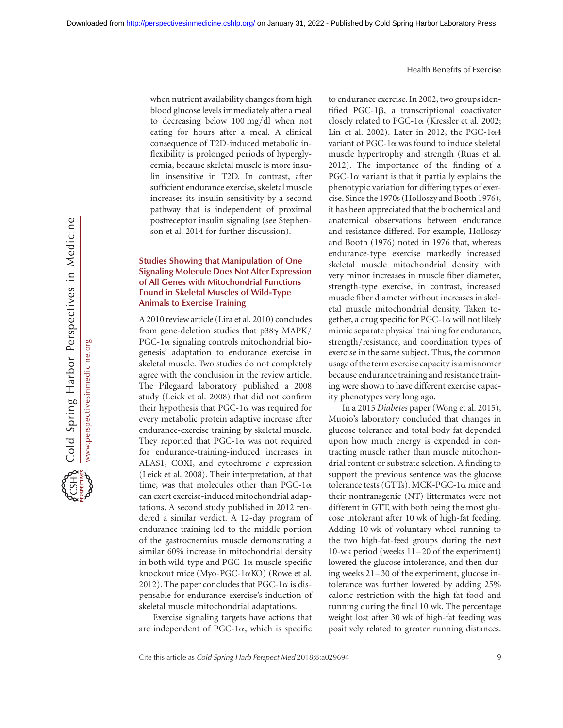when nutrient availability changes from high blood glucose levels immediately after a meal to decreasing below 100 mg/dl when not eating for hours after a meal. A clinical consequence of T2D-induced metabolic inflexibility is prolonged periods of hyperglycemia, because skeletal muscle is more insulin insensitive in T2D. In contrast, after sufficient endurance exercise, skeletal muscle increases its insulin sensitivity by a second pathway that is independent of proximal postreceptor insulin signaling (see Stephenson et al. 2014 for further discussion).

## Studies Showing that Manipulation of One Signaling Molecule Does Not Alter Expression of All Genes with Mitochondrial Functions Found in Skeletal Muscles of Wild-Type Animals to Exercise Training

A 2010 review article (Lira et al. 2010) concludes from gene-deletion studies that p38γ MAPK/PGC-1α signaling controls mitochondrial biogenesis' adaptation to endurance exercise in skeletal muscle. Two studies do not completely agree with the conclusion in the review article. The Pilegaard laboratory published a 2008 study (Leick et al. 2008) that did not confirm their hypothesis that PGC-1α was required for every metabolic protein adaptive increase after endurance-exercise training by skeletal muscle. They reported that PGC-1α was not required for endurance-training-induced increases in ALAS1, COXI, and cytochrome *c* expression (Leick et al. 2008). Their interpretation, at that time, was that molecules other than PGC-1α can exert exercise-induced mitochondrial adaptations. A second study published in 2012 rendered a similar verdict. A 12-day program of endurance training led to the middle portion of the gastrocnemius muscle demonstrating a similar 60% increase in mitochondrial density in both wild-type and PGC-1α muscle-specific knockout mice (Myo-PGC-1αKO) (Rowe et al. 2012). The paper concludes that PGC-1α is dispensable for endurance-exercise's induction of skeletal muscle mitochondrial adaptations.

Exercise signaling targets have actions that are independent of PGC-1α, which is specific to endurance exercise. In 2002, two groups identified PGC-1β, a transcriptional coactivator closely related to PGC-1α (Kressler et al. 2002; Lin et al. 2002). Later in 2012, the PGC-1α4 variant of PGC-1α was found to induce skeletal muscle hypertrophy and strength (Ruas et al. 2012). The importance of the finding of a PGC-1α variant is that it partially explains the phenotypic variation for differing types of exercise. Since the 1970s (Holloszy and Booth 1976), it has been appreciated that the biochemical and anatomical observations between endurance and resistance differed. For example, Holloszy and Booth (1976) noted in 1976 that, whereas endurance-type exercise markedly increased skeletal muscle mitochondrial density with very minor increases in muscle fiber diameter, strength-type exercise, in contrast, increased muscle fiber diameter without increases in skeletal muscle mitochondrial density. Taken together, a drug specific for PGC-1α will not likely mimic separate physical training for endurance, strength/resistance, and coordination types of exercise in the same subject. Thus, the common usage of the term exercise capacity is a misnomer because endurance training and resistance training were shown to have different exercise capacity phenotypes very long ago.

In a 2015 *Diabetes* paper (Wong et al. 2015), Muoio's laboratory concluded that changes in glucose tolerance and total body fat depended upon how much energy is expended in contracting muscle rather than muscle mitochondrial content or substrate selection. A finding to support the previous sentence was the glucose tolerance tests (GTTs). MCK-PGC-1α mice and their nontransgenic (NT) littermates were not different in GTT, with both being the most glucose intolerant after 10 wk of high-fat feeding. Adding 10 wk of voluntary wheel running to the two high-fat-feed groups during the next 10-wk period (weeks 11–20 of the experiment) lowered the glucose intolerance, and then during weeks 21–30 of the experiment, glucose intolerance was further lowered by adding 25% caloric restriction with the high-fat food and running during the final 10 wk. The percentage weight lost after 30 wk of high-fat feeding was positively related to greater running distances.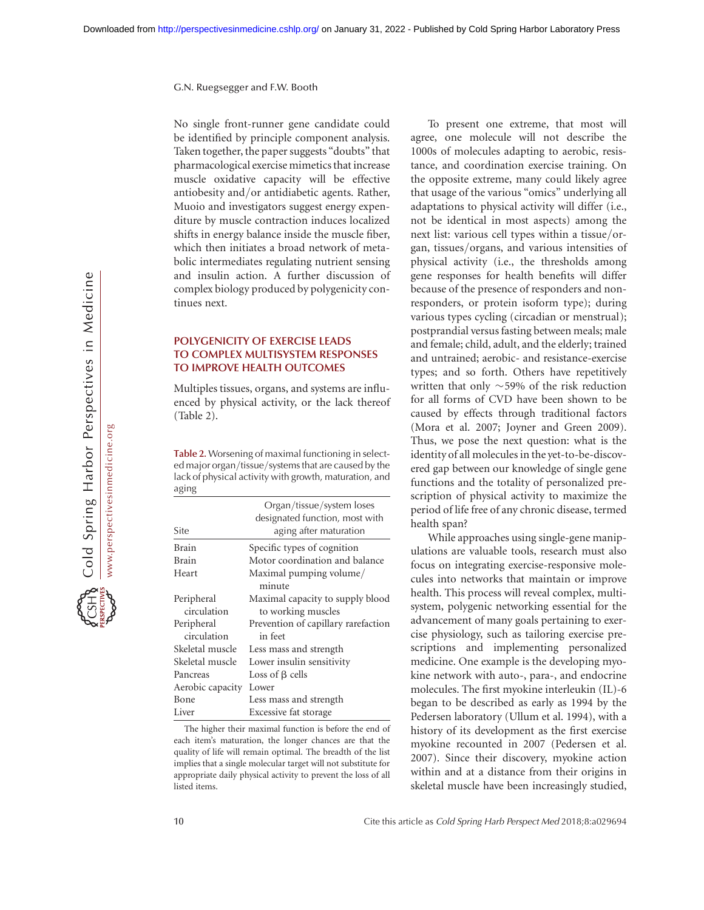No single front-runner gene candidate could be identified by principle component analysis. Taken together, the paper suggests "doubts" that pharmacological exercise mimetics that increase muscle oxidative capacity will be effective antiobesity and/or antidiabetic agents. Rather, Muoio and investigators suggest energy expenditure by muscle contraction induces localized shifts in energy balance inside the muscle fiber, which then initiates a broad network of metabolic intermediates regulating nutrient sensing and insulin action. A further discussion of complex biology produced by polygenicity continues next.

## POLYGENICITY OF EXERCISE LEADS TO COMPLEX MULTISYSTEM RESPONSES TO IMPROVE HEALTH OUTCOMES

Multiples tissues, organs, and systems are influenced by physical activity, or the lack thereof (Table 2).

**Table 2.** Worsening of maximal functioning in selected major organ/tissue/systems that are caused by the lack of physical activity with growth, maturation, and aging

| Site | Organ/tissue/system loses designated function, most with aging after maturation |
|---|---|
| Brain | Specific types of cognition |
| Brain | Motor coordination and balance |
| Heart | Maximal pumping volume/minute |
| Peripheral circulation | Maximal capacity to supply blood to working muscles |
| Peripheral circulation | Prevention of capillary rarefaction in feet |
| Skeletal muscle | Less mass and strength |
| Skeletal muscle | Lower insulin sensitivity |
| Pancreas | Loss of β cells |
| Aerobic capacity | Lower |
| Bone | Less mass and strength |
| Liver | Excessive fat storage |

The higher their maximal function is before the end of each item's maturation, the longer chances are that the quality of life will remain optimal. The breadth of the list implies that a single molecular target will not substitute for appropriate daily physical activity to prevent the loss of all listed items.

To present one extreme, that most will agree, one molecule will not describe the 1000s of molecules adapting to aerobic, resistance, and coordination exercise training. On the opposite extreme, many could likely agree that usage of the various "omics" underlying all adaptations to physical activity will differ (i.e., not be identical in most aspects) among the next list: various cell types within a tissue/organ, tissues/organs, and various intensities of physical activity (i.e., the thresholds among gene responses for health benefits will differ because of the presence of responders and nonresponders, or protein isoform type); during various types cycling (circadian or menstrual); postprandial versus fasting between meals; male and female; child, adult, and the elderly; trained and untrained; aerobic- and resistance-exercise types; and so forth. Others have repetitively written that only ~59% of the risk reduction for all forms of CVD have been shown to be caused by effects through traditional factors (Mora et al. 2007; Joyner and Green 2009). Thus, we pose the next question: what is the identity of all molecules in the yet-to-be-discovered gap between our knowledge of single gene functions and the totality of personalized prescription of physical activity to maximize the period of life free of any chronic disease, termed health span?

While approaches using single-gene manipulations are valuable tools, research must also focus on integrating exercise-responsive molecules into networks that maintain or improve health. This process will reveal complex, multisystem, polygenic networking essential for the advancement of many goals pertaining to exercise physiology, such as tailoring exercise prescriptions and implementing personalized medicine. One example is the developing myokine network with auto-, para-, and endocrine molecules. The first myokine interleukin (IL)-6 began to be described as early as 1994 by the Pedersen laboratory (Ullum et al. 1994), with a history of its development as the first exercise myokine recounted in 2007 (Pedersen et al. 2007). Since their discovery, myokine action within and at a distance from their origins in skeletal muscle have been increasingly studied,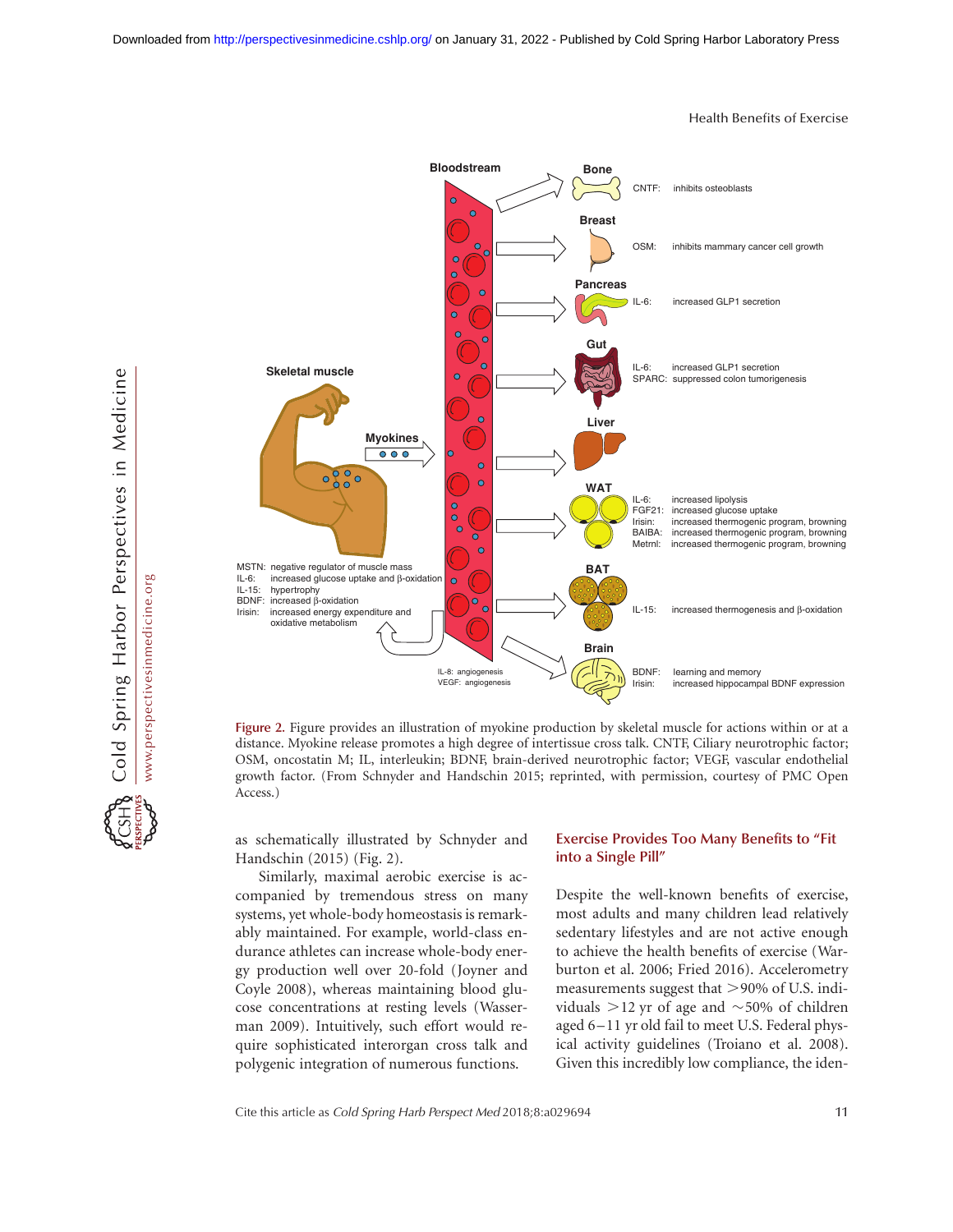Figure 2. Figure provides an illustration of myokine production by skeletal muscle for actions within or at a distance. Myokine release promotes a high degree of intertissue cross talk. CNTF, Ciliary neurotrophic factor; OSM, oncostatin M; IL, interleukin; BDNF, brain-derived neurotrophic factor; VEGF, vascular endothelial growth factor. (From Schnyder and Handschin 2015; reprinted, with permission, courtesy of PMC Open Access.)

as schematically illustrated by Schnyder and Handschin (2015) (Fig. 2).

Similarly, maximal aerobic exercise is accompanied by tremendous stress on many systems, yet whole-body homeostasis is remarkably maintained. For example, world-class endurance athletes can increase whole-body energy production well over 20-fold (Joyner and Coyle 2008), whereas maintaining blood glucose concentrations at resting levels (Wasserman 2009). Intuitively, such effort would require sophisticated interorgan cross talk and polygenic integration of numerous functions.

## Exercise Provides Too Many Benefits to "Fit into a Single Pill"

Despite the well-known benefits of exercise, most adults and many children lead relatively sedentary lifestyles and are not active enough to achieve the health benefits of exercise (Warburton et al. 2006; Fried 2016). Accelerometry measurements suggest that >90% of U.S. individuals >12 yr of age and ~50% of children aged 6–11 yr old fail to meet U.S. Federal physical activity guidelines (Troiano et al. 2008). Given this incredibly low compliance, the iden-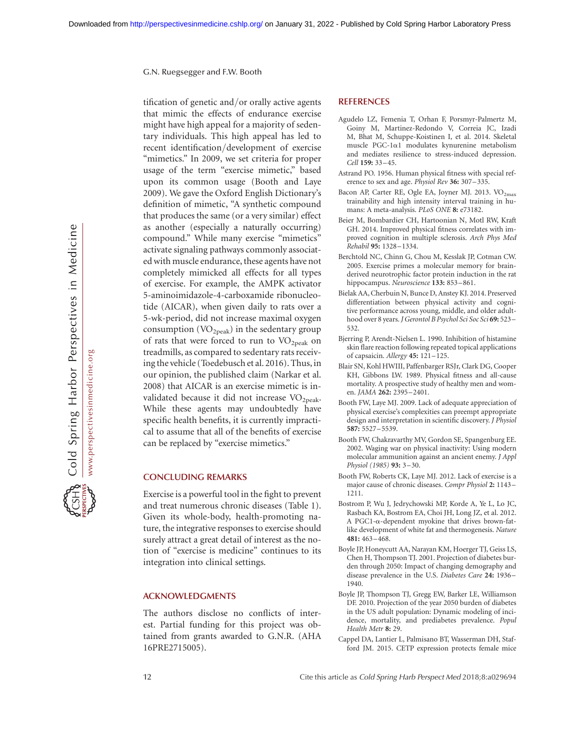tification of genetic and/or orally active agents that mimic the effects of endurance exercise might have high appeal for a majority of sedentary individuals. This high appeal has led to recent identification/development of exercise "mimetics." In 2009, we set criteria for proper usage of the term "exercise mimetic," based upon its common usage (Booth and Laye 2009). We gave the Oxford English Dictionary's definition of mimetic, "A synthetic compound that produces the same (or a very similar) effect as another (especially a naturally occurring) compound." While many exercise "mimetics" activate signaling pathways commonly associated with muscle endurance, these agents have not completely mimicked all effects for all types of exercise. For example, the AMPK activator 5-aminoimidazole-4-carboxamide ribonucleotide (AICAR), when given daily to rats over a 5-wk-period, did not increase maximal oxygen consumption ($VO_{2peak}$) in the sedentary group of rats that were forced to run to $VO_{2peak}$ on treadmills, as compared to sedentary rats receiving the vehicle (Toedebusch et al. 2016). Thus, in our opinion, the published claim (Narkar et al. 2008) that AICAR is an exercise mimetic is invalidated because it did not increase $VO_{2peak}$. While these agents may undoubtedly have specific health benefits, it is currently impractical to assume that all of the benefits of exercise can be replaced by "exercise mimetics."

## CONCLUDING REMARKS

Exercise is a powerful tool in the fight to prevent and treat numerous chronic diseases (Table 1). Given its whole-body, health-promoting nature, the integrative responses to exercise should surely attract a great detail of interest as the notion of "exercise is medicine" continues to its integration into clinical settings.

## ACKNOWLEDGMENTS

The authors disclose no conflicts of interest. Partial funding for this project was obtained from grants awarded to G.N.R. (AHA 16PRE2715005).

## REFERENCES

Agudelo LZ, Femenia T, Orhan F, Porsmyr-Palmertz M, Goiny M, Martinez-Redondo V, Correia JC, Izadi M, Bhat M, Schuppe-Koistinen I, et al. 2014. Skeletal muscle PGC-1α1 modulates kynurenine metabolism and mediates resilience to stress-induced depression. *Cell* **159:** 33–45.

Astrand PO. 1956. Human physical fitness with special reference to sex and age. *Physiol Rev* **36:** 307–335.

Bacon AP, Carter RE, Ogle EA, Joyner MJ. 2013. $VO_{2max}$ trainability and high intensity interval training in humans: A meta-analysis. *PLoS ONE* **8:** e73182.

Beier M, Bombardier CH, Hartoonian N, Motl RW, Kraft GH. 2014. Improved physical fitness correlates with improved cognition in multiple sclerosis. *Arch Phys Med Rehabil* **95:** 1328–1334.

Berchtold NC, Chinn G, Chou M, Kesslak JP, Cotman CW. 2005. Exercise primes a molecular memory for brain-derived neurotrophic factor protein induction in the rat hippocampus. *Neuroscience* **133:** 853–861.

Bielak AA, Cherbuin N, Bunce D, Anstey KJ. 2014. Preserved differentiation between physical activity and cognitive performance across young, middle, and older adulthood over 8 years. *J Gerontol B Psychol Sci Soc Sci* **69:** 523–532.

Bjerring P, Arendt-Nielsen L. 1990. Inhibition of histamine skin flare reaction following repeated topical applications of capsaicin. *Allergy* **45:** 121–125.

Blair SN, Kohl HWIII, Paffenbarger RSJr, Clark DG, Cooper KH, Gibbons LW. 1989. Physical fitness and all-cause mortality. A prospective study of healthy men and women. *JAMA* **262:** 2395–2401.

Booth FW, Laye MJ. 2009. Lack of adequate appreciation of physical exercise's complexities can preempt appropriate design and interpretation in scientific discovery. *J Physiol* **587:** 5527–5539.

Booth FW, Chakravarthy MV, Gordon SE, Spangenburg EE. 2002. Waging war on physical inactivity: Using modern molecular ammunition against an ancient enemy. *J Appl Physiol (1985)* **93:** 3–30.

Booth FW, Roberts CK, Laye MJ. 2012. Lack of exercise is a major cause of chronic diseases. *Compr Physiol* **2:** 1143–1211.

Bostrom P, Wu J, Jedrychowski MP, Korde A, Ye L, Lo JC, Rasbach KA, Bostrom EA, Choi JH, Long JZ, et al. 2012. A PGC1-α-dependent myokine that drives brown-fat-like development of white fat and thermogenesis. *Nature* **481:** 463–468.

Boyle JP, Honeycutt AA, Narayan KM, Hoerger TJ, Geiss LS, Chen H, Thompson TJ. 2001. Projection of diabetes burden through 2050: Impact of changing demography and disease prevalence in the U.S. *Diabetes Care* **24:** 1936–1940.

Boyle JP, Thompson TJ, Gregg EW, Barker LE, Williamson DF. 2010. Projection of the year 2050 burden of diabetes in the US adult population: Dynamic modeling of incidence, mortality, and prediabetes prevalence. *Popul Health Metr* **8:** 29.

Cappel DA, Lantier L, Palmisano BT, Wasserman DH, Stafford JM. 2015. CETP expression protects female mice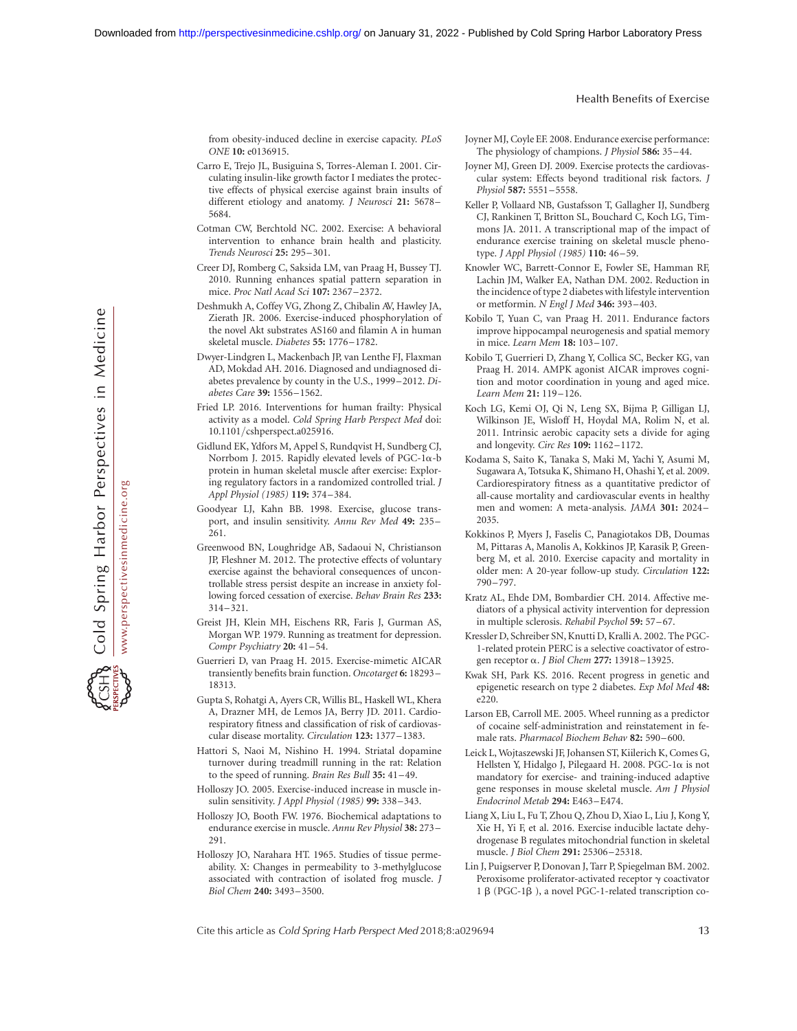from obesity-induced decline in exercise capacity. *PLoS ONE* **10:** e0136915.

Carro E, Trejo JL, Busiguina S, Torres-Aleman I. 2001. Circulating insulin-like growth factor I mediates the protective effects of physical exercise against brain insults of different etiology and anatomy. *J Neurosci* **21:** 5678–5684.

Cotman CW, Berchtold NC. 2002. Exercise: A behavioral intervention to enhance brain health and plasticity. *Trends Neurosci* **25:** 295–301.

Creer DJ, Romberg C, Saksida LM, van Praag H, Bussey TJ. 2010. Running enhances spatial pattern separation in mice. *Proc Natl Acad Sci* **107:** 2367–2372.

Deshmukh A, Coffey VG, Zhong Z, Chibalin AV, Hawley JA, Zierath JR. 2006. Exercise-induced phosphorylation of the novel Akt substrates AS160 and filamin A in human skeletal muscle. *Diabetes* **55:** 1776–1782.

Dwyer-Lindgren L, Mackenbach JP, van Lenthe FJ, Flaxman AD, Mokdad AH. 2016. Diagnosed and undiagnosed diabetes prevalence by county in the U.S., 1999–2012. *Diabetes Care* **39:** 1556–1562.

Fried LP. 2016. Interventions for human frailty: Physical activity as a model. *Cold Spring Harb Perspect Med* doi: 10.1101/cshperspect.a025916.

Gidlund EK, Ydfors M, Appel S, Rundqvist H, Sundberg CJ, Norrbom J. 2015. Rapidly elevated levels of PGC-1α-b protein in human skeletal muscle after exercise: Exploring regulatory factors in a randomized controlled trial. *J Appl Physiol (1985)* **119:** 374–384.

Goodyear LJ, Kahn BB. 1998. Exercise, glucose transport, and insulin sensitivity. *Annu Rev Med* **49:** 235–261.

Greenwood BN, Loughridge AB, Sadaoui N, Christianson JP, Fleshner M. 2012. The protective effects of voluntary exercise against the behavioral consequences of uncontrollable stress persist despite an increase in anxiety following forced cessation of exercise. *Behav Brain Res* **233:** 314–321.

Greist JH, Klein MH, Eischens RR, Faris J, Gurman AS, Morgan WP. 1979. Running as treatment for depression. *Compr Psychiatry* **20:** 41–54.

Guerrieri D, van Praag H. 2015. Exercise-mimetic AICAR transiently benefits brain function. *Oncotarget* **6:** 18293–18313.

Gupta S, Rohatgi A, Ayers CR, Willis BL, Haskell WL, Khera A, Drazner MH, de Lemos JA, Berry JD. 2011. Cardiorespiratory fitness and classification of risk of cardiovascular disease mortality. *Circulation* **123:** 1377–1383.

Hattori S, Naoi M, Nishino H. 1994. Striatal dopamine turnover during treadmill running in the rat: Relation to the speed of running. *Brain Res Bull* **35:** 41–49.

Holloszy JO. 2005. Exercise-induced increase in muscle insulin sensitivity. *J Appl Physiol (1985)* **99:** 338–343.

Holloszy JO, Booth FW. 1976. Biochemical adaptations to endurance exercise in muscle. *Annu Rev Physiol* **38:** 273–291.

Holloszy JO, Narahara HT. 1965. Studies of tissue permeability. X: Changes in permeability to 3-methylglucose associated with contraction of isolated frog muscle. *J Biol Chem* **240:** 3493–3500.

Joyner MJ, Coyle EF. 2008. Endurance exercise performance: The physiology of champions. *J Physiol* **586:** 35–44.

Joyner MJ, Green DJ. 2009. Exercise protects the cardiovascular system: Effects beyond traditional risk factors. *J Physiol* **587:** 5551–5558.

Keller P, Vollaard NB, Gustafsson T, Gallagher IJ, Sundberg CJ, Rankinen T, Britton SL, Bouchard C, Koch LG, Timmons JA. 2011. A transcriptional map of the impact of endurance exercise training on skeletal muscle phenotype. *J Appl Physiol (1985)* **110:** 46–59.

Knowler WC, Barrett-Connor E, Fowler SE, Hamman RF, Lachin JM, Walker EA, Nathan DM. 2002. Reduction in the incidence of type 2 diabetes with lifestyle intervention or metformin. *N Engl J Med* **346:** 393–403.

Kobilo T, Yuan C, van Praag H. 2011. Endurance factors improve hippocampal neurogenesis and spatial memory in mice. *Learn Mem* **18:** 103–107.

Kobilo T, Guerrieri D, Zhang Y, Collica SC, Becker KG, van Praag H. 2014. AMPK agonist AICAR improves cognition and motor coordination in young and aged mice. *Learn Mem* **21:** 119–126.

Koch LG, Kemi OJ, Qi N, Leng SX, Bijma P, Gilligan LJ, Wilkinson JE, Wisloff H, Hoydal MA, Rolim N, et al. 2011. Intrinsic aerobic capacity sets a divide for aging and longevity. *Circ Res* **109:** 1162–1172.

Kodama S, Saito K, Tanaka S, Maki M, Yachi Y, Asumi M, Sugawara A, Totsuka K, Shimano H, Ohashi Y, et al. 2009. Cardiorespiratory fitness as a quantitative predictor of all-cause mortality and cardiovascular events in healthy men and women: A meta-analysis. *JAMA* **301:** 2024–2035.

Kokkinos P, Myers J, Faselis C, Panagiotakos DB, Doumas M, Pittaras A, Manolis A, Kokkinos JP, Karasik P, Greenberg M, et al. 2010. Exercise capacity and mortality in older men: A 20-year follow-up study. *Circulation* **122:** 790–797.

Kratz AL, Ehde DM, Bombardier CH. 2014. Affective mediators of a physical activity intervention for depression in multiple sclerosis. *Rehabil Psychol* **59:** 57–67.

Kressler D, Schreiber SN, Knutti D, Kralli A. 2002. The PGC-1-related protein PERC is a selective coactivator of estrogen receptor α. *J Biol Chem* **277:** 13918–13925.

Kwak SH, Park KS. 2016. Recent progress in genetic and epigenetic research on type 2 diabetes. *Exp Mol Med* **48:** e220.

Larson EB, Carroll ME. 2005. Wheel running as a predictor of cocaine self-administration and reinstatement in female rats. *Pharmacol Biochem Behav* **82:** 590–600.

Leick L, Wojtaszewski JF, Johansen ST, Kiilerich K, Comes G, Hellsten Y, Hidalgo J, Pilegaard H. 2008. PGC-1α is not mandatory for exercise- and training-induced adaptive gene responses in mouse skeletal muscle. *Am J Physiol Endocrinol Metab* **294:** E463–E474.

Liang X, Liu L, Fu T, Zhou Q, Zhou D, Xiao L, Liu J, Kong Y, Xie H, Yi F, et al. 2016. Exercise inducible lactate dehydrogenase B regulates mitochondrial function in skeletal muscle. *J Biol Chem* **291:** 25306–25318.

Lin J, Puigserver P, Donovan J, Tarr P, Spiegelman BM. 2002. Peroxisome proliferator-activated receptor γ coactivator 1 β (PGC-1β), a novel PGC-1-related transcription co-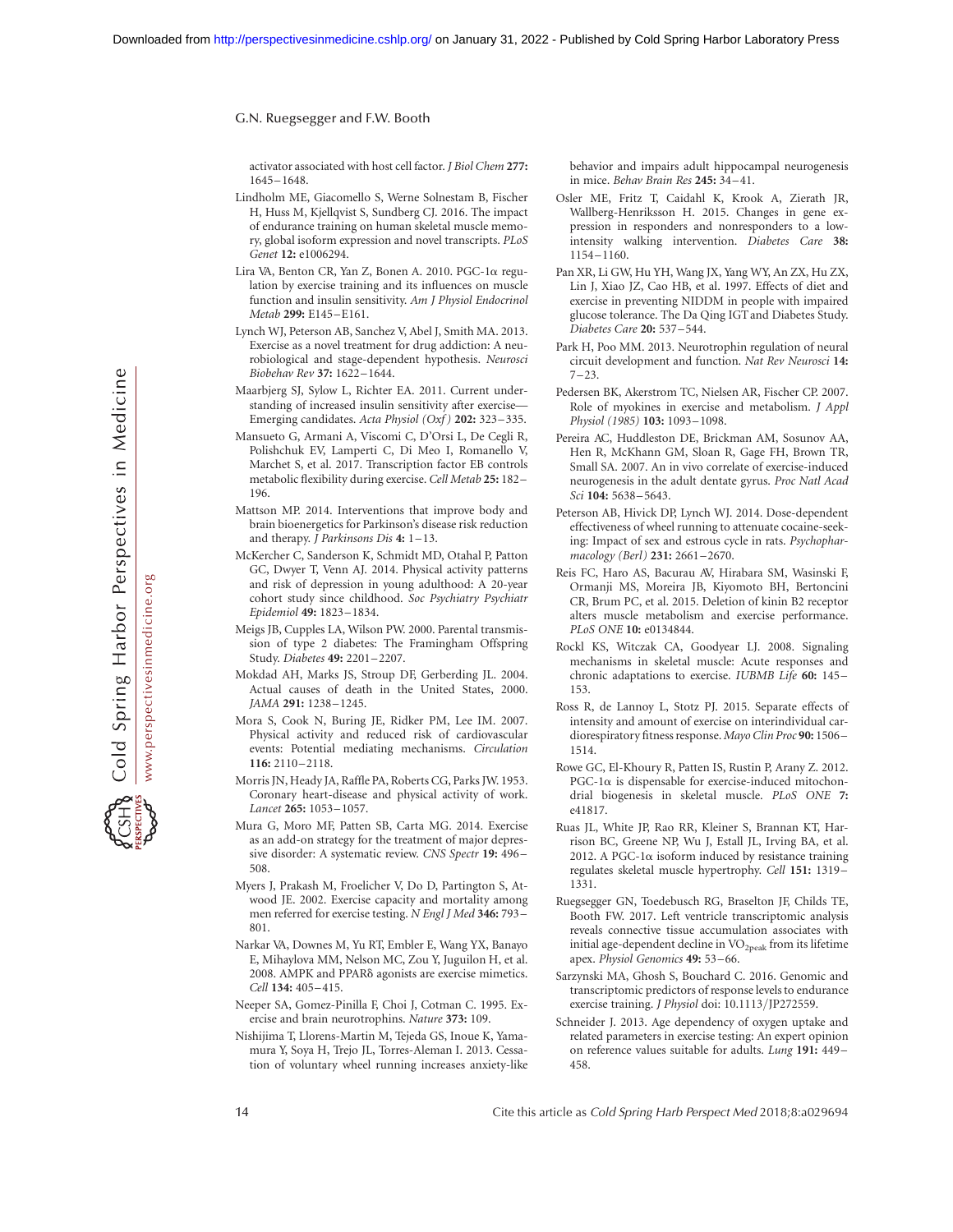activator associated with host cell factor. *J Biol Chem* **277:** 1645–1648.

Lindholm ME, Giacomello S, Werne Solnestam B, Fischer H, Huss M, Kjellqvist S, Sundberg CJ. 2016. The impact of endurance training on human skeletal muscle memory, global isoform expression and novel transcripts. *PLoS Genet* **12:** e1006294.

Lira VA, Benton CR, Yan Z, Bonen A. 2010. PGC-1α regulation by exercise training and its influences on muscle function and insulin sensitivity. *Am J Physiol Endocrinol Metab* **299:** E145–E161.

Lynch WJ, Peterson AB, Sanchez V, Abel J, Smith MA. 2013. Exercise as a novel treatment for drug addiction: A neurobiological and stage-dependent hypothesis. *Neurosci Biobehav Rev* **37:** 1622–1644.

Maarbjerg SJ, Sylow L, Richter EA. 2011. Current understanding of increased insulin sensitivity after exercise—Emerging candidates. *Acta Physiol (Oxf)* **202:** 323–335.

Mansueto G, Armani A, Viscomi C, D'Orsi L, De Cegli R, Polishchuk EV, Lamperti C, Di Meo I, Romanello V, Marchet S, et al. 2017. Transcription factor EB controls metabolic flexibility during exercise. *Cell Metab* **25:** 182–196.

Mattson MP. 2014. Interventions that improve body and brain bioenergetics for Parkinson's disease risk reduction and therapy. *J Parkinsons Dis* **4:** 1–13.

McKercher C, Sanderson K, Schmidt MD, Otahal P, Patton GC, Dwyer T, Venn AJ. 2014. Physical activity patterns and risk of depression in young adulthood: A 20-year cohort study since childhood. *Soc Psychiatry Psychiatr Epidemiol* **49:** 1823–1834.

Meigs JB, Cupples LA, Wilson PW. 2000. Parental transmission of type 2 diabetes: The Framingham Offspring Study. *Diabetes* **49:** 2201–2207.

Mokdad AH, Marks JS, Stroup DF, Gerberding JL. 2004. Actual causes of death in the United States, 2000. *JAMA* **291:** 1238–1245.

Mora S, Cook N, Buring JE, Ridker PM, Lee IM. 2007. Physical activity and reduced risk of cardiovascular events: Potential mediating mechanisms. *Circulation* **116:** 2110–2118.

Morris JN, Heady JA, Raffle PA, Roberts CG, Parks JW. 1953. Coronary heart-disease and physical activity of work. *Lancet* **265:** 1053–1057.

Mura G, Moro MF, Patten SB, Carta MG. 2014. Exercise as an add-on strategy for the treatment of major depressive disorder: A systematic review. *CNS Spectr* **19:** 496–508.

Myers J, Prakash M, Froelicher V, Do D, Partington S, Atwood JE. 2002. Exercise capacity and mortality among men referred for exercise testing. *N Engl J Med* **346:** 793–801.

Narkar VA, Downes M, Yu RT, Embler E, Wang YX, Banayo E, Mihaylova MM, Nelson MC, Zou Y, Juguilon H, et al. 2008. AMPK and PPARδ agonists are exercise mimetics. *Cell* **134:** 405–415.

Neeper SA, Gomez-Pinilla F, Choi J, Cotman C. 1995. Exercise and brain neurotrophins. *Nature* **373:** 109.

Nishijima T, Llorens-Martin M, Tejeda GS, Inoue K, Yamamura Y, Soya H, Trejo JL, Torres-Aleman I. 2013. Cessation of voluntary wheel running increases anxiety-like behavior and impairs adult hippocampal neurogenesis in mice. *Behav Brain Res* **245:** 34–41.

Osler ME, Fritz T, Caidahl K, Krook A, Zierath JR, Wallberg-Henriksson H. 2015. Changes in gene expression in responders and nonresponders to a low-intensity walking intervention. *Diabetes Care* **38:** 1154–1160.

Pan XR, Li GW, Hu YH, Wang JX, Yang WY, An ZX, Hu ZX, Lin J, Xiao JZ, Cao HB, et al. 1997. Effects of diet and exercise in preventing NIDDM in people with impaired glucose tolerance. The Da Qing IGT and Diabetes Study. *Diabetes Care* **20:** 537–544.

Park H, Poo MM. 2013. Neurotrophin regulation of neural circuit development and function. *Nat Rev Neurosci* **14:** 7–23.

Pedersen BK, Akerstrom TC, Nielsen AR, Fischer CP. 2007. Role of myokines in exercise and metabolism. *J Appl Physiol (1985)* **103:** 1093–1098.

Pereira AC, Huddleston DE, Brickman AM, Sosunov AA, Hen R, McKhann GM, Sloan R, Gage FH, Brown TR, Small SA. 2007. An in vivo correlate of exercise-induced neurogenesis in the adult dentate gyrus. *Proc Natl Acad Sci* **104:** 5638–5643.

Peterson AB, Hivick DP, Lynch WJ. 2014. Dose-dependent effectiveness of wheel running to attenuate cocaine-seeking: Impact of sex and estrous cycle in rats. *Psychopharmacology (Berl)* **231:** 2661–2670.

Reis FC, Haro AS, Bacurau AV, Hirabara SM, Wasinski F, Ormanji MS, Moreira JB, Kiyomoto BH, Bertoncini CR, Brum PC, et al. 2015. Deletion of kinin B2 receptor alters muscle metabolism and exercise performance. *PLoS ONE* **10:** e0134844.

Rockl KS, Witczak CA, Goodyear LJ. 2008. Signaling mechanisms in skeletal muscle: Acute responses and chronic adaptations to exercise. *IUBMB Life* **60:** 145–153.

Ross R, de Lannoy L, Stotz PJ. 2015. Separate effects of intensity and amount of exercise on interindividual cardiorespiratory fitness response. *Mayo Clin Proc* **90:** 1506–1514.

Rowe GC, El-Khoury R, Patten IS, Rustin P, Arany Z. 2012. PGC-1α is dispensable for exercise-induced mitochondrial biogenesis in skeletal muscle. *PLoS ONE* **7:** e41817.

Ruas JL, White JP, Rao RR, Kleiner S, Brannan KT, Harrison BC, Greene NP, Wu J, Estall JL, Irving BA, et al. 2012. A PGC-1α isoform induced by resistance training regulates skeletal muscle hypertrophy. *Cell* **151:** 1319–1331.

Ruegsegger GN, Toedebusch RG, Braselton JF, Childs TE, Booth FW. 2017. Left ventricle transcriptomic analysis reveals connective tissue accumulation associates with initial age-dependent decline in $VO_{2peak}$ from its lifetime apex. *Physiol Genomics* **49:** 53–66.

Sarzynski MA, Ghosh S, Bouchard C. 2016. Genomic and transcriptomic predictors of response levels to endurance exercise training. *J Physiol* doi: 10.1113/JP272559.

Schneider J. 2013. Age dependency of oxygen uptake and related parameters in exercise testing: An expert opinion on reference values suitable for adults. *Lung* **191:** 449–458.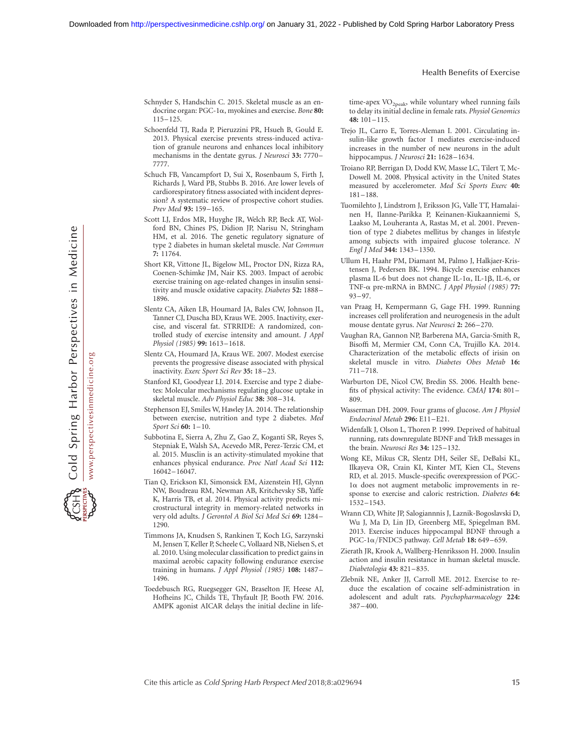Schnyder S, Handschin C. 2015. Skeletal muscle as an endocrine organ: PGC-1α, myokines and exercise. *Bone* **80:** 115–125.

Schoenfeld TJ, Rada P, Pieruzzini PR, Hsueh B, Gould E. 2013. Physical exercise prevents stress-induced activation of granule neurons and enhances local inhibitory mechanisms in the dentate gyrus. *J Neurosci* **33:** 7770–7777.

Schuch FB, Vancampfort D, Sui X, Rosenbaum S, Firth J, Richards J, Ward PB, Stubbs B. 2016. Are lower levels of cardiorespiratory fitness associated with incident depression? A systematic review of prospective cohort studies. *Prev Med* **93:** 159–165.

Scott LJ, Erdos MR, Huyghe JR, Welch RP, Beck AT, Wolford BN, Chines PS, Didion JP, Narisu N, Stringham HM, et al. 2016. The genetic regulatory signature of type 2 diabetes in human skeletal muscle. *Nat Commun* **7:** 11764.

Short KR, Vittone JL, Bigelow ML, Proctor DN, Rizza RA, Coenen-Schimke JM, Nair KS. 2003. Impact of aerobic exercise training on age-related changes in insulin sensitivity and muscle oxidative capacity. *Diabetes* **52:** 1888–1896.

Slentz CA, Aiken LB, Houmard JA, Bales CW, Johnson JL, Tanner CJ, Duscha BD, Kraus WE. 2005. Inactivity, exercise, and visceral fat. STRRIDE: A randomized, controlled study of exercise intensity and amount. *J Appl Physiol (1985)* **99:** 1613–1618.

Slentz CA, Houmard JA, Kraus WE. 2007. Modest exercise prevents the progressive disease associated with physical inactivity. *Exerc Sport Sci Rev* **35:** 18–23.

Stanford KI, Goodyear LJ. 2014. Exercise and type 2 diabetes: Molecular mechanisms regulating glucose uptake in skeletal muscle. *Adv Physiol Educ* **38:** 308–314.

Stephenson EJ, Smiles W, Hawley JA. 2014. The relationship between exercise, nutrition and type 2 diabetes. *Med Sport Sci* **60:** 1–10.

Subbotina E, Sierra A, Zhu Z, Gao Z, Koganti SR, Reyes S, Stepniak E, Walsh SA, Acevedo MR, Perez-Terzic CM, et al. 2015. Musclin is an activity-stimulated myokine that enhances physical endurance. *Proc Natl Acad Sci* **112:** 16042–16047.

Tian Q, Erickson KI, Simonsick EM, Aizenstein HJ, Glynn NW, Boudreau RM, Newman AB, Kritchevsky SB, Yaffe K, Harris TB, et al. 2014. Physical activity predicts microstructural integrity in memory-related networks in very old adults. *J Gerontol A Biol Sci Med Sci* **69:** 1284–1290.

Timmons JA, Knudsen S, Rankinen T, Koch LG, Sarzynski M, Jensen T, Keller P, Scheele C, Vollaard NB, Nielsen S, et al. 2010. Using molecular classification to predict gains in maximal aerobic capacity following endurance exercise training in humans. *J Appl Physiol (1985)* **108:** 1487–1496.

Toedebusch RG, Ruegsegger GN, Braselton JF, Heese AJ, Hofheins JC, Childs TE, Thyfault JP, Booth FW. 2016. AMPK agonist AICAR delays the initial decline in lifetime-apex $VO_{2peak}$, while voluntary wheel running fails to delay its initial decline in female rats. *Physiol Genomics* **48:** 101–115.

Trejo JL, Carro E, Torres-Aleman I. 2001. Circulating insulin-like growth factor I mediates exercise-induced increases in the number of new neurons in the adult hippocampus. *J Neurosci* **21:** 1628–1634.

Troiano RP, Berrigan D, Dodd KW, Masse LC, Tilert T, McDowell M. 2008. Physical activity in the United States measured by accelerometer. *Med Sci Sports Exerc* **40:** 181–188.

Tuomilehto J, Lindstrom J, Eriksson JG, Valle TT, Hamalainen H, Ilanne-Parikka P, Keinanen-Kiukaanniemi S, Laakso M, Louheranta A, Rastas M, et al. 2001. Prevention of type 2 diabetes mellitus by changes in lifestyle among subjects with impaired glucose tolerance. *N Engl J Med* **344:** 1343–1350.

Ullum H, Haahr PM, Diamant M, Palmo J, Halkjaer-Kristensen J, Pedersen BK. 1994. Bicycle exercise enhances plasma IL-6 but does not change IL-1α, IL-1β, IL-6, or TNF-α pre-mRNA in BMNC. *J Appl Physiol (1985)* **77:** 93–97.

van Praag H, Kempermann G, Gage FH. 1999. Running increases cell proliferation and neurogenesis in the adult mouse dentate gyrus. *Nat Neurosci* **2:** 266–270.

Vaughan RA, Gannon NP, Barberena MA, Garcia-Smith R, Bisoffi M, Mermier CM, Conn CA, Trujillo KA. 2014. Characterization of the metabolic effects of irisin on skeletal muscle in vitro. *Diabetes Obes Metab* **16:** 711–718.

Warburton DE, Nicol CW, Bredin SS. 2006. Health benefits of physical activity: The evidence. *CMAJ* **174:** 801–809.

Wasserman DH. 2009. Four grams of glucose. *Am J Physiol Endocrinol Metab* **296:** E11–E21.

Widenfalk J, Olson L, Thoren P. 1999. Deprived of habitual running, rats downregulate BDNF and TrkB messages in the brain. *Neurosci Res* **34:** 125–132.

Wong KE, Mikus CR, Slentz DH, Seiler SE, DeBalsi KL, Ilkayeva OR, Crain KI, Kinter MT, Kien CL, Stevens RD, et al. 2015. Muscle-specific overexpression of PGC-1α does not augment metabolic improvements in response to exercise and caloric restriction. *Diabetes* **64:** 1532–1543.

Wrann CD, White JP, Salogiannnis J, Laznik-Bogoslavski D, Wu J, Ma D, Lin JD, Greenberg ME, Spiegelman BM. 2013. Exercise induces hippocampal BDNF through a PGC-1α/FNDC5 pathway. *Cell Metab* **18:** 649–659.

Zierath JR, Krook A, Wallberg-Henriksson H. 2000. Insulin action and insulin resistance in human skeletal muscle. *Diabetologia* **43:** 821–835.

Zlebnik NE, Anker JJ, Carroll ME. 2012. Exercise to reduce the escalation of cocaine self-administration in adolescent and adult rats. *Psychopharmacology* **224:** 387–400.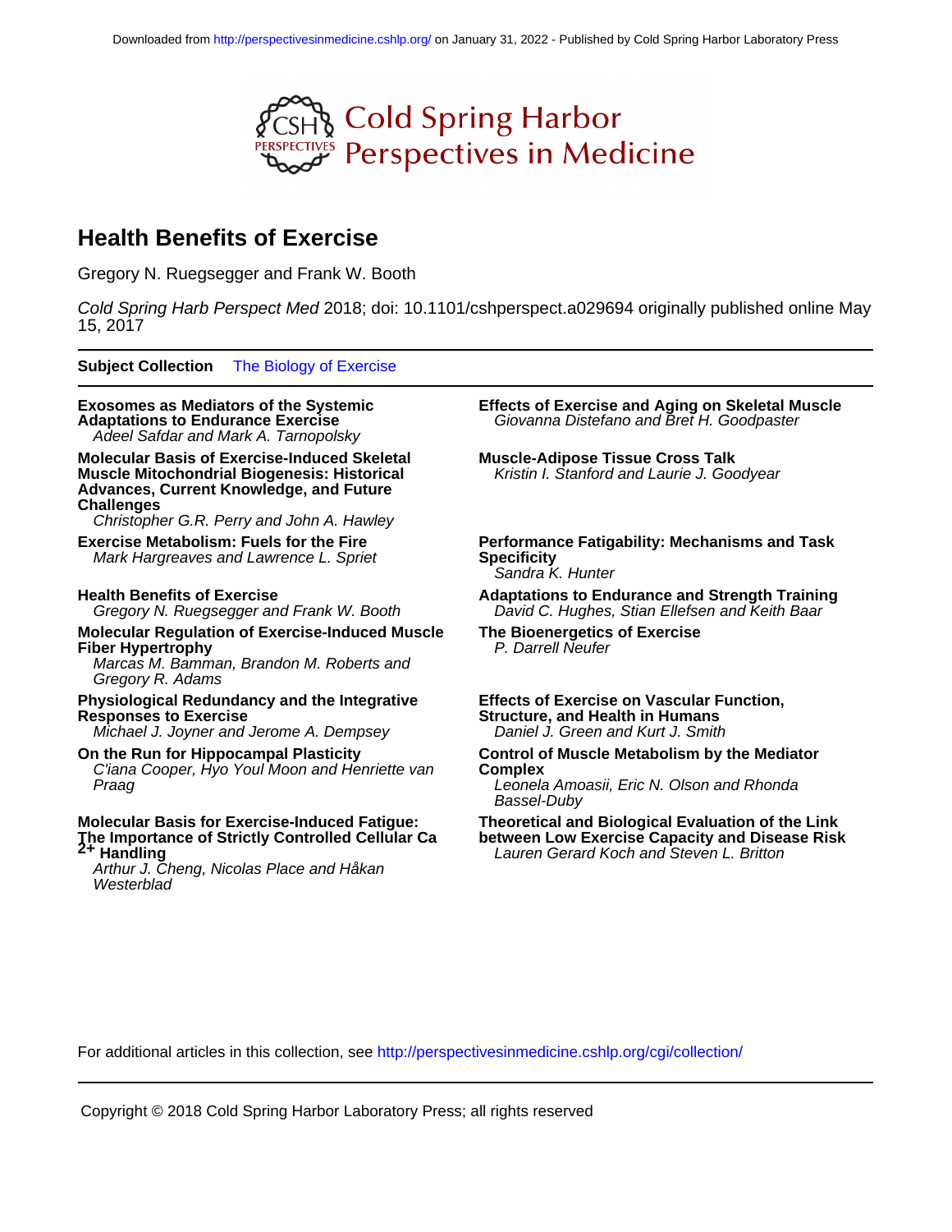Downloaded from http://perspectivesinmedicine.cshlp.org/ on January 31, 2022 - Published by Cold Spring Harbor Laboratory Press

Cold Spring Harbor Perspectives in Medicine

# Health Benefits of Exercise

Gregory N. Ruegsegger and Frank W. Booth

*Cold Spring Harb Perspect Med* 2018; doi: 10.1101/cshperspect.a029694 originally published online May 15, 2017

**Subject Collection** The Biology of Exercise

**Exosomes as Mediators of the Systemic Adaptations to Endurance Exercise**
*Adeel Safdar and Mark A. Tarnopolsky*

**Molecular Basis of Exercise-Induced Skeletal Muscle Mitochondrial Biogenesis: Historical Advances, Current Knowledge, and Future Challenges**
*Christopher G.R. Perry and John A. Hawley*

**Exercise Metabolism: Fuels for the Fire**
*Mark Hargreaves and Lawrence L. Spriet*

**Health Benefits of Exercise**
*Gregory N. Ruegsegger and Frank W. Booth*

**Molecular Regulation of Exercise-Induced Muscle Fiber Hypertrophy**
*Marcas M. Bamman, Brandon M. Roberts and Gregory R. Adams*

**Physiological Redundancy and the Integrative Responses to Exercise**
*Michael J. Joyner and Jerome A. Dempsey*

**On the Run for Hippocampal Plasticity**
*C'iana Cooper, Hyo Youl Moon and Henriette van Praag*

**Molecular Basis for Exercise-Induced Fatigue: The Importance of Strictly Controlled Cellular $Ca^{2+}$ Handling**
*Arthur J. Cheng, Nicolas Place and Håkan Westerblad*

**Effects of Exercise and Aging on Skeletal Muscle**
*Giovanna Distefano and Bret H. Goodpaster*

**Muscle-Adipose Tissue Cross Talk**
*Kristin I. Stanford and Laurie J. Goodyear*

**Performance Fatigability: Mechanisms and Task Specificity**
*Sandra K. Hunter*

**Adaptations to Endurance and Strength Training**
*David C. Hughes, Stian Ellefsen and Keith Baar*

**The Bioenergetics of Exercise**
*P. Darrell Neufer*

**Effects of Exercise on Vascular Function, Structure, and Health in Humans**
*Daniel J. Green and Kurt J. Smith*

**Control of Muscle Metabolism by the Mediator Complex**
*Leonela Amoasii, Eric N. Olson and Rhonda Bassel-Duby*

**Theoretical and Biological Evaluation of the Link between Low Exercise Capacity and Disease Risk**
*Lauren Gerard Koch and Steven L. Britton*

For additional articles in this collection, see http://perspectivesinmedicine.cshlp.org/cgi/collection/

Copyright © 2018 Cold Spring Harbor Laboratory Press; all rights reserved